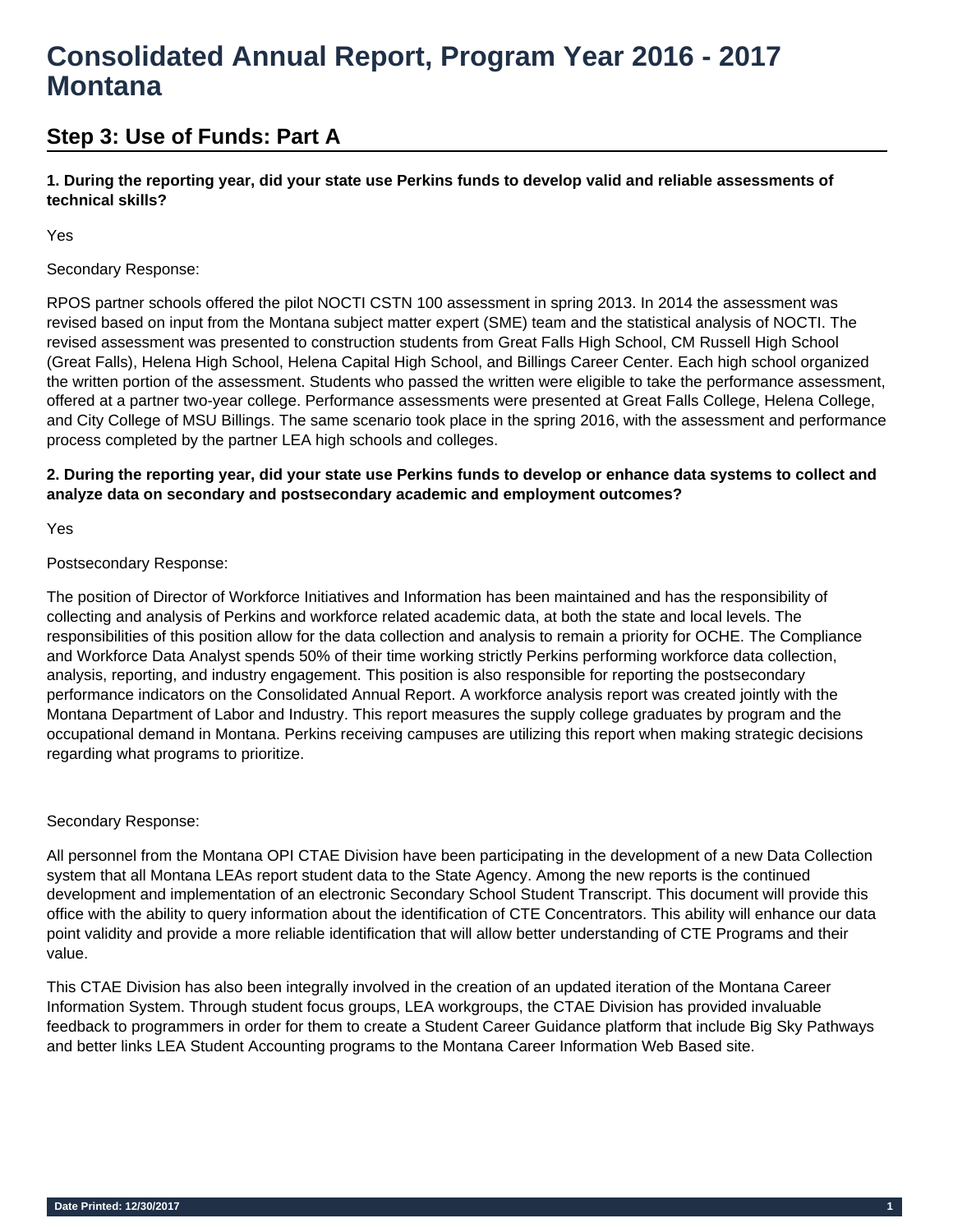# Consolidated Annual Report, Program Year 2016 - 2017 Montana

## Step 3: Use of Funds: Part A

**1. During the reporting year, did your state use Perkins funds to develop valid and reliable assessments of technical skills?**

Yes

Secondary Response:

RPOS partner schools offered the pilot NOCTI CSTN 100 assessment in spring 2013. In 2014 the assessment was revised based on input from the Montana subject matter expert (SME) team and the statistical analysis of NOCTI. The revised assessment was presented to construction students from Great Falls High School, CM Russell High School (Great Falls), Helena High School, Helena Capital High School, and Billings Career Center. Each high school organized the written portion of the assessment. Students who passed the written were eligible to take the performance assessment, offered at a partner two-year college. Performance assessments were presented at Great Falls College, Helena College, and City College of MSU Billings. The same scenario took place in the spring 2016, with the assessment and performance process completed by the partner LEA high schools and colleges.

**2. During the reporting year, did your state use Perkins funds to develop or enhance data systems to collect and analyze data on secondary and postsecondary academic and employment outcomes?**

Yes

Postsecondary Response:

The position of Director of Workforce Initiatives and Information has been maintained and has the responsibility of collecting and analysis of Perkins and workforce related academic data, at both the state and local levels. The responsibilities of this position allow for the data collection and analysis to remain a priority for OCHE. The Compliance and Workforce Data Analyst spends 50% of their time working strictly Perkins performing workforce data collection, analysis, reporting, and industry engagement. This position is also responsible for reporting the postsecondary performance indicators on the Consolidated Annual Report. A workforce analysis report was created jointly with the Montana Department of Labor and Industry. This report measures the supply college graduates by program and the occupational demand in Montana. Perkins receiving campuses are utilizing this report when making strategic decisions regarding what programs to prioritize.

Secondary Response:

All personnel from the Montana OPI CTAE Division have been participating in the development of a new Data Collection system that all Montana LEAs report student data to the State Agency. Among the new reports is the continued development and implementation of an electronic Secondary School Student Transcript. This document will provide this office with the ability to query information about the identification of CTE Concentrators. This ability will enhance our data point validity and provide a more reliable identification that will allow better understanding of CTE Programs and their value.

This CTAE Division has also been integrally involved in the creation of an updated iteration of the Montana Career Information System. Through student focus groups, LEA workgroups, the CTAE Division has provided invaluable feedback to programmers in order for them to create a Student Career Guidance platform that include Big Sky Pathways and better links LEA Student Accounting programs to the Montana Career Information Web Based site.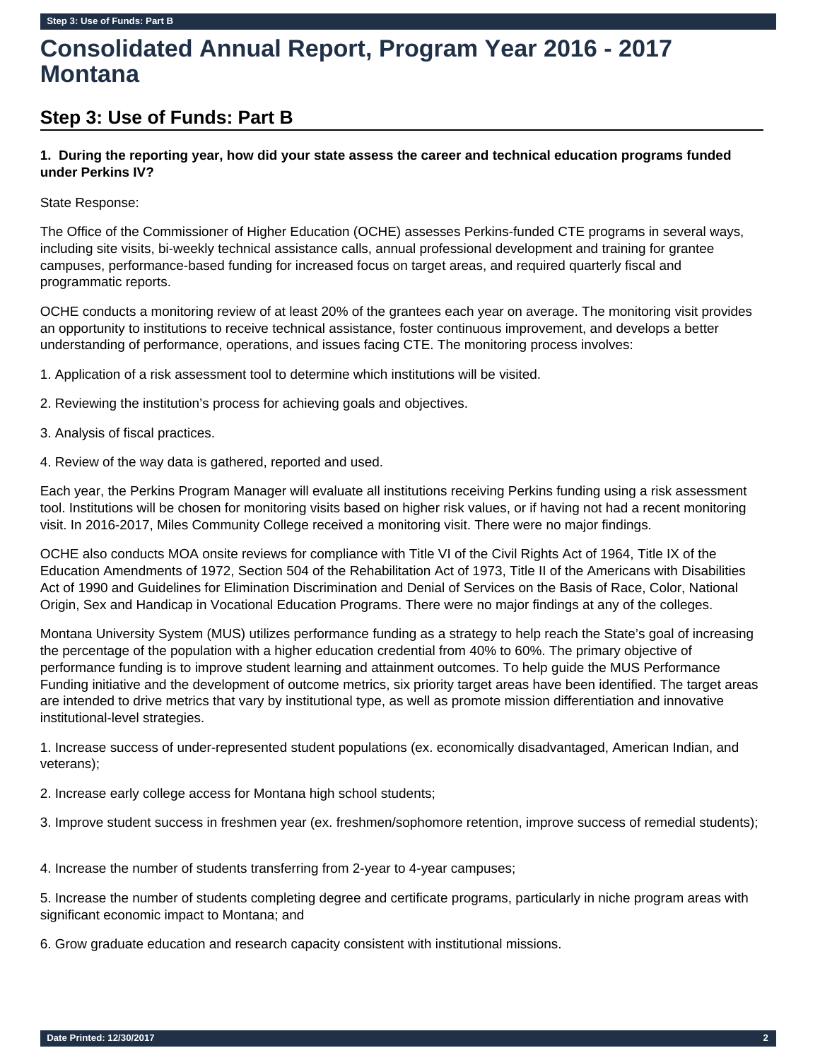# Consolidated Annual Report, Program Year 2016 - 2017 Montana

## Step 3: Use of Funds: Part B

**1. During the reporting year, how did your state assess the career and technical education programs funded under Perkins IV?**

State Response:

The Office of the Commissioner of Higher Education (OCHE) assesses Perkins-funded CTE programs in several ways, including site visits, bi-weekly technical assistance calls, annual professional development and training for grantee campuses, performance-based funding for increased focus on target areas, and required quarterly fiscal and programmatic reports.

OCHE conducts a monitoring review of at least 20% of the grantees each year on average. The monitoring visit provides an opportunity to institutions to receive technical assistance, foster continuous improvement, and develops a better understanding of performance, operations, and issues facing CTE. The monitoring process involves:

1. Application of a risk assessment tool to determine which institutions will be visited.

2. Reviewing the institution's process for achieving goals and objectives.

3. Analysis of fiscal practices.

4. Review of the way data is gathered, reported and used.

Each year, the Perkins Program Manager will evaluate all institutions receiving Perkins funding using a risk assessment tool. Institutions will be chosen for monitoring visits based on higher risk values, or if having not had a recent monitoring visit. In 2016-2017, Miles Community College received a monitoring visit. There were no major findings.

OCHE also conducts MOA onsite reviews for compliance with Title VI of the Civil Rights Act of 1964, Title IX of the Education Amendments of 1972, Section 504 of the Rehabilitation Act of 1973, Title II of the Americans with Disabilities Act of 1990 and Guidelines for Elimination Discrimination and Denial of Services on the Basis of Race, Color, National Origin, Sex and Handicap in Vocational Education Programs. There were no major findings at any of the colleges.

Montana University System (MUS) utilizes performance funding as a strategy to help reach the State's goal of increasing the percentage of the population with a higher education credential from 40% to 60%. The primary objective of performance funding is to improve student learning and attainment outcomes. To help guide the MUS Performance Funding initiative and the development of outcome metrics, six priority target areas have been identified. The target areas are intended to drive metrics that vary by institutional type, as well as promote mission differentiation and innovative institutional-level strategies.

1. Increase success of under-represented student populations (ex. economically disadvantaged, American Indian, and veterans);

2. Increase early college access for Montana high school students;

3. Improve student success in freshmen year (ex. freshmen/sophomore retention, improve success of remedial students);

4. Increase the number of students transferring from 2-year to 4-year campuses;

5. Increase the number of students completing degree and certificate programs, particularly in niche program areas with significant economic impact to Montana; and

6. Grow graduate education and research capacity consistent with institutional missions.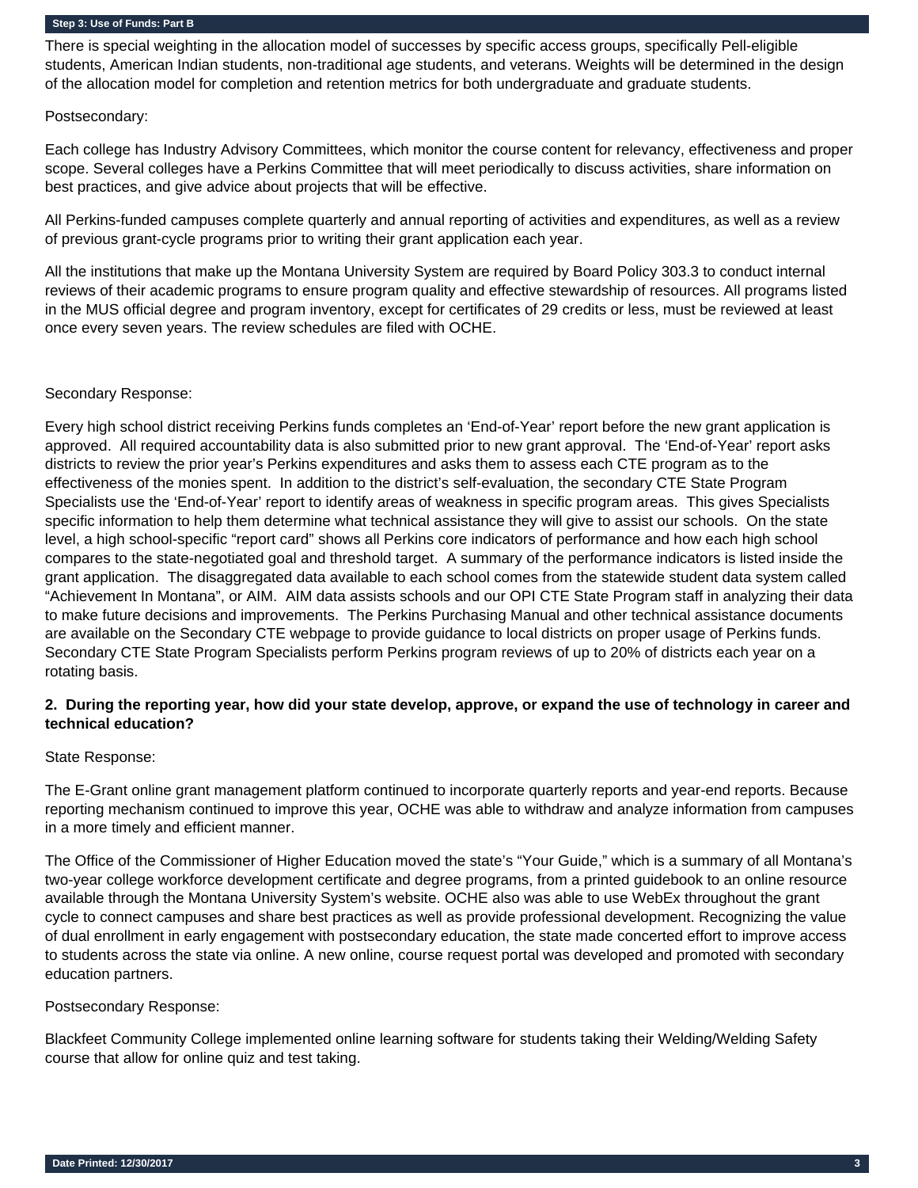There is special weighting in the allocation model of successes by specific access groups, specifically Pell-eligible students, American Indian students, non-traditional age students, and veterans. Weights will be determined in the design of the allocation model for completion and retention metrics for both undergraduate and graduate students.

Postsecondary:

Each college has Industry Advisory Committees, which monitor the course content for relevancy, effectiveness and proper scope. Several colleges have a Perkins Committee that will meet periodically to discuss activities, share information on best practices, and give advice about projects that will be effective.

All Perkins-funded campuses complete quarterly and annual reporting of activities and expenditures, as well as a review of previous grant-cycle programs prior to writing their grant application each year.

All the institutions that make up the Montana University System are required by Board Policy 303.3 to conduct internal reviews of their academic programs to ensure program quality and effective stewardship of resources. All programs listed in the MUS official degree and program inventory, except for certificates of 29 credits or less, must be reviewed at least once every seven years. The review schedules are filed with OCHE.

Secondary Response:

Every high school district receiving Perkins funds completes an 'End-of-Year' report before the new grant application is approved. All required accountability data is also submitted prior to new grant approval. The 'End-of-Year' report asks districts to review the prior year's Perkins expenditures and asks them to assess each CTE program as to the effectiveness of the monies spent. In addition to the district's self-evaluation, the secondary CTE State Program Specialists use the 'End-of-Year' report to identify areas of weakness in specific program areas. This gives Specialists specific information to help them determine what technical assistance they will give to assist our schools. On the state level, a high school-specific "report card" shows all Perkins core indicators of performance and how each high school compares to the state-negotiated goal and threshold target. A summary of the performance indicators is listed inside the grant application. The disaggregated data available to each school comes from the statewide student data system called "Achievement In Montana", or AIM. AIM data assists schools and our OPI CTE State Program staff in analyzing their data to make future decisions and improvements. The Perkins Purchasing Manual and other technical assistance documents are available on the Secondary CTE webpage to provide guidance to local districts on proper usage of Perkins funds. Secondary CTE State Program Specialists perform Perkins program reviews of up to 20% of districts each year on a rotating basis.

**2. During the reporting year, how did your state develop, approve, or expand the use of technology in career and technical education?**

State Response:

The E-Grant online grant management platform continued to incorporate quarterly reports and year-end reports. Because reporting mechanism continued to improve this year, OCHE was able to withdraw and analyze information from campuses in a more timely and efficient manner.

The Office of the Commissioner of Higher Education moved the state's "Your Guide," which is a summary of all Montana's two-year college workforce development certificate and degree programs, from a printed guidebook to an online resource available through the Montana University System's website. OCHE also was able to use WebEx throughout the grant cycle to connect campuses and share best practices as well as provide professional development. Recognizing the value of dual enrollment in early engagement with postsecondary education, the state made concerted effort to improve access to students across the state via online. A new online, course request portal was developed and promoted with secondary education partners.

Postsecondary Response:

Blackfeet Community College implemented online learning software for students taking their Welding/Welding Safety course that allow for online quiz and test taking.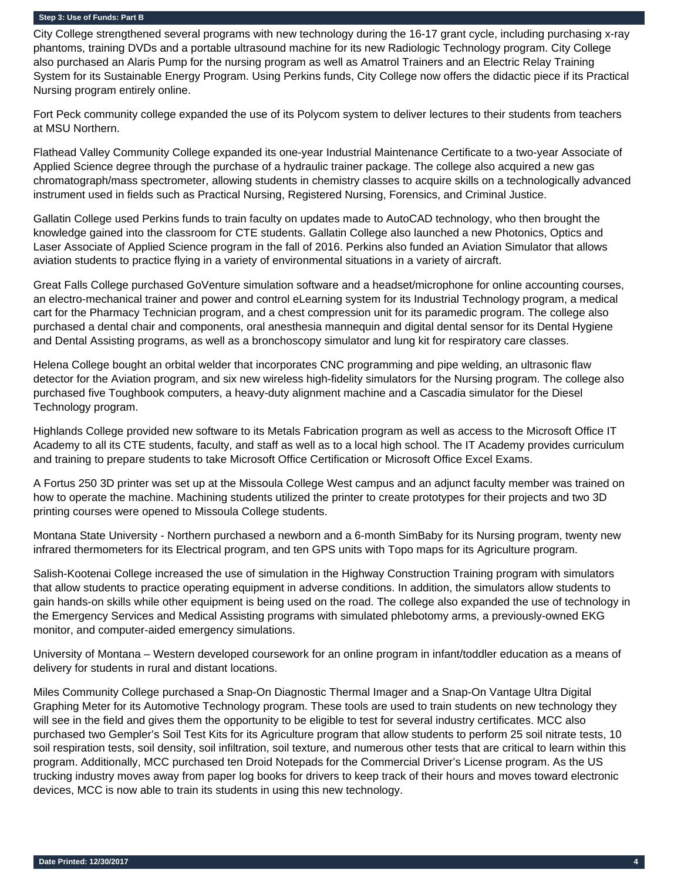## Step 3: Use of Funds: Part B

City College strengthened several programs with new technology during the 16-17 grant cycle, including purchasing x-ray phantoms, training DVDs and a portable ultrasound machine for its new Radiologic Technology program. City College also purchased an Alaris Pump for the nursing program as well as Amatrol Trainers and an Electric Relay Training System for its Sustainable Energy Program. Using Perkins funds, City College now offers the didactic piece if its Practical Nursing program entirely online.

Fort Peck community college expanded the use of its Polycom system to deliver lectures to their students from teachers at MSU Northern.

Flathead Valley Community College expanded its one-year Industrial Maintenance Certificate to a two-year Associate of Applied Science degree through the purchase of a hydraulic trainer package. The college also acquired a new gas chromatograph/mass spectrometer, allowing students in chemistry classes to acquire skills on a technologically advanced instrument used in fields such as Practical Nursing, Registered Nursing, Forensics, and Criminal Justice.

Gallatin College used Perkins funds to train faculty on updates made to AutoCAD technology, who then brought the knowledge gained into the classroom for CTE students. Gallatin College also launched a new Photonics, Optics and Laser Associate of Applied Science program in the fall of 2016. Perkins also funded an Aviation Simulator that allows aviation students to practice flying in a variety of environmental situations in a variety of aircraft.

Great Falls College purchased GoVenture simulation software and a headset/microphone for online accounting courses, an electro-mechanical trainer and power and control eLearning system for its Industrial Technology program, a medical cart for the Pharmacy Technician program, and a chest compression unit for its paramedic program. The college also purchased a dental chair and components, oral anesthesia mannequin and digital dental sensor for its Dental Hygiene and Dental Assisting programs, as well as a bronchoscopy simulator and lung kit for respiratory care classes.

Helena College bought an orbital welder that incorporates CNC programming and pipe welding, an ultrasonic flaw detector for the Aviation program, and six new wireless high-fidelity simulators for the Nursing program. The college also purchased five Toughbook computers, a heavy-duty alignment machine and a Cascadia simulator for the Diesel Technology program.

Highlands College provided new software to its Metals Fabrication program as well as access to the Microsoft Office IT Academy to all its CTE students, faculty, and staff as well as to a local high school. The IT Academy provides curriculum and training to prepare students to take Microsoft Office Certification or Microsoft Office Excel Exams.

A Fortus 250 3D printer was set up at the Missoula College West campus and an adjunct faculty member was trained on how to operate the machine. Machining students utilized the printer to create prototypes for their projects and two 3D printing courses were opened to Missoula College students.

Montana State University - Northern purchased a newborn and a 6-month SimBaby for its Nursing program, twenty new infrared thermometers for its Electrical program, and ten GPS units with Topo maps for its Agriculture program.

Salish-Kootenai College increased the use of simulation in the Highway Construction Training program with simulators that allow students to practice operating equipment in adverse conditions. In addition, the simulators allow students to gain hands-on skills while other equipment is being used on the road. The college also expanded the use of technology in the Emergency Services and Medical Assisting programs with simulated phlebotomy arms, a previously-owned EKG monitor, and computer-aided emergency simulations.

University of Montana – Western developed coursework for an online program in infant/toddler education as a means of delivery for students in rural and distant locations.

Miles Community College purchased a Snap-On Diagnostic Thermal Imager and a Snap-On Vantage Ultra Digital Graphing Meter for its Automotive Technology program. These tools are used to train students on new technology they will see in the field and gives them the opportunity to be eligible to test for several industry certificates. MCC also purchased two Gempler's Soil Test Kits for its Agriculture program that allow students to perform 25 soil nitrate tests, 10 soil respiration tests, soil density, soil infiltration, soil texture, and numerous other tests that are critical to learn within this program. Additionally, MCC purchased ten Droid Notepads for the Commercial Driver's License program. As the US trucking industry moves away from paper log books for drivers to keep track of their hours and moves toward electronic devices, MCC is now able to train its students in using this new technology.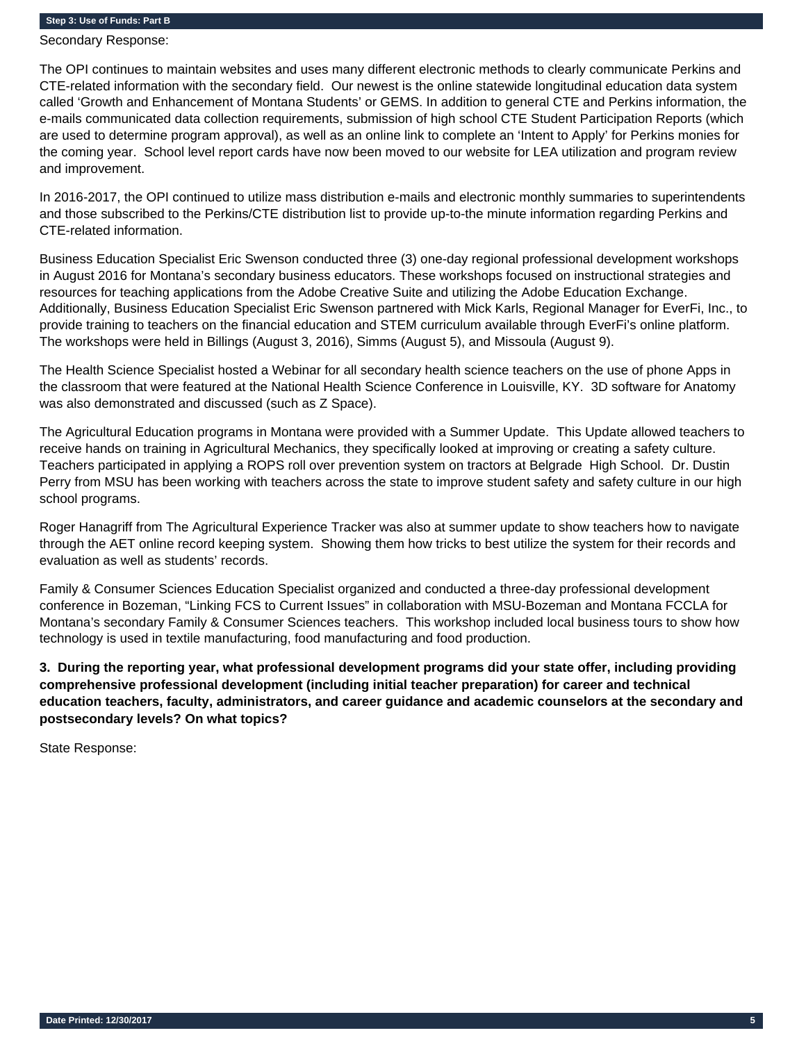Secondary Response:

The OPI continues to maintain websites and uses many different electronic methods to clearly communicate Perkins and CTE-related information with the secondary field. Our newest is the online statewide longitudinal education data system called 'Growth and Enhancement of Montana Students' or GEMS. In addition to general CTE and Perkins information, the e-mails communicated data collection requirements, submission of high school CTE Student Participation Reports (which are used to determine program approval), as well as an online link to complete an 'Intent to Apply' for Perkins monies for the coming year. School level report cards have now been moved to our website for LEA utilization and program review and improvement.

In 2016-2017, the OPI continued to utilize mass distribution e-mails and electronic monthly summaries to superintendents and those subscribed to the Perkins/CTE distribution list to provide up-to-the minute information regarding Perkins and CTE-related information.

Business Education Specialist Eric Swenson conducted three (3) one-day regional professional development workshops in August 2016 for Montana's secondary business educators. These workshops focused on instructional strategies and resources for teaching applications from the Adobe Creative Suite and utilizing the Adobe Education Exchange. Additionally, Business Education Specialist Eric Swenson partnered with Mick Karls, Regional Manager for EverFi, Inc., to provide training to teachers on the financial education and STEM curriculum available through EverFi's online platform. The workshops were held in Billings (August 3, 2016), Simms (August 5), and Missoula (August 9).

The Health Science Specialist hosted a Webinar for all secondary health science teachers on the use of phone Apps in the classroom that were featured at the National Health Science Conference in Louisville, KY. 3D software for Anatomy was also demonstrated and discussed (such as Z Space).

The Agricultural Education programs in Montana were provided with a Summer Update. This Update allowed teachers to receive hands on training in Agricultural Mechanics, they specifically looked at improving or creating a safety culture. Teachers participated in applying a ROPS roll over prevention system on tractors at Belgrade High School. Dr. Dustin Perry from MSU has been working with teachers across the state to improve student safety and safety culture in our high school programs.

Roger Hanagriff from The Agricultural Experience Tracker was also at summer update to show teachers how to navigate through the AET online record keeping system. Showing them how tricks to best utilize the system for their records and evaluation as well as students' records.

Family & Consumer Sciences Education Specialist organized and conducted a three-day professional development conference in Bozeman, "Linking FCS to Current Issues" in collaboration with MSU-Bozeman and Montana FCCLA for Montana's secondary Family & Consumer Sciences teachers. This workshop included local business tours to show how technology is used in textile manufacturing, food manufacturing and food production.

**3. During the reporting year, what professional development programs did your state offer, including providing comprehensive professional development (including initial teacher preparation) for career and technical education teachers, faculty, administrators, and career guidance and academic counselors at the secondary and postsecondary levels? On what topics?**

State Response: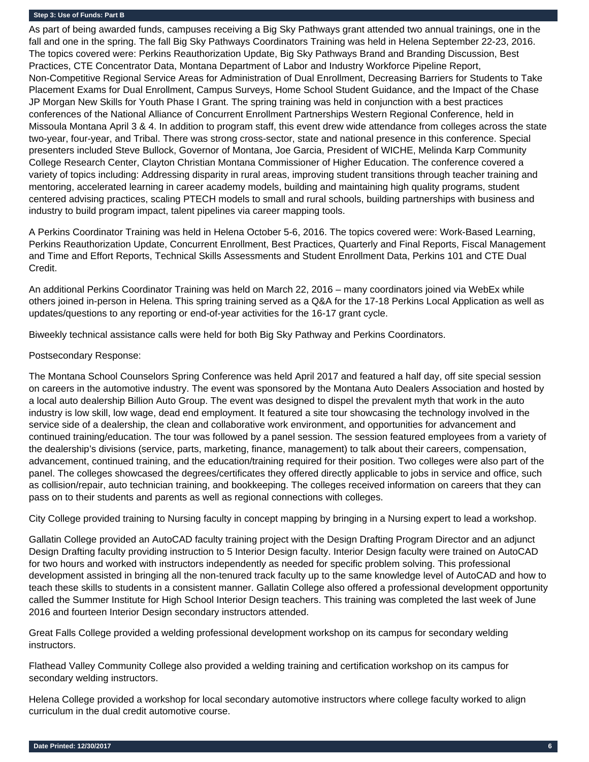### Step 3: Use of Funds: Part B

As part of being awarded funds, campuses receiving a Big Sky Pathways grant attended two annual trainings, one in the fall and one in the spring. The fall Big Sky Pathways Coordinators Training was held in Helena September 22-23, 2016. The topics covered were: Perkins Reauthorization Update, Big Sky Pathways Brand and Branding Discussion, Best Practices, CTE Concentrator Data, Montana Department of Labor and Industry Workforce Pipeline Report, Non-Competitive Regional Service Areas for Administration of Dual Enrollment, Decreasing Barriers for Students to Take Placement Exams for Dual Enrollment, Campus Surveys, Home School Student Guidance, and the Impact of the Chase JP Morgan New Skills for Youth Phase I Grant. The spring training was held in conjunction with a best practices conferences of the National Alliance of Concurrent Enrollment Partnerships Western Regional Conference, held in Missoula Montana April 3 & 4. In addition to program staff, this event drew wide attendance from colleges across the state two-year, four-year, and Tribal. There was strong cross-sector, state and national presence in this conference. Special presenters included Steve Bullock, Governor of Montana, Joe Garcia, President of WICHE, Melinda Karp Community College Research Center, Clayton Christian Montana Commissioner of Higher Education. The conference covered a variety of topics including: Addressing disparity in rural areas, improving student transitions through teacher training and mentoring, accelerated learning in career academy models, building and maintaining high quality programs, student centered advising practices, scaling PTECH models to small and rural schools, building partnerships with business and industry to build program impact, talent pipelines via career mapping tools.

A Perkins Coordinator Training was held in Helena October 5-6, 2016. The topics covered were: Work-Based Learning, Perkins Reauthorization Update, Concurrent Enrollment, Best Practices, Quarterly and Final Reports, Fiscal Management and Time and Effort Reports, Technical Skills Assessments and Student Enrollment Data, Perkins 101 and CTE Dual Credit.

An additional Perkins Coordinator Training was held on March 22, 2016 – many coordinators joined via WebEx while others joined in-person in Helena. This spring training served as a Q&A for the 17-18 Perkins Local Application as well as updates/questions to any reporting or end-of-year activities for the 16-17 grant cycle.

Biweekly technical assistance calls were held for both Big Sky Pathway and Perkins Coordinators.

Postsecondary Response:

The Montana School Counselors Spring Conference was held April 2017 and featured a half day, off site special session on careers in the automotive industry. The event was sponsored by the Montana Auto Dealers Association and hosted by a local auto dealership Billion Auto Group. The event was designed to dispel the prevalent myth that work in the auto industry is low skill, low wage, dead end employment. It featured a site tour showcasing the technology involved in the service side of a dealership, the clean and collaborative work environment, and opportunities for advancement and continued training/education. The tour was followed by a panel session. The session featured employees from a variety of the dealership's divisions (service, parts, marketing, finance, management) to talk about their careers, compensation, advancement, continued training, and the education/training required for their position. Two colleges were also part of the panel. The colleges showcased the degrees/certificates they offered directly applicable to jobs in service and office, such as collision/repair, auto technician training, and bookkeeping. The colleges received information on careers that they can pass on to their students and parents as well as regional connections with colleges.

City College provided training to Nursing faculty in concept mapping by bringing in a Nursing expert to lead a workshop.

Gallatin College provided an AutoCAD faculty training project with the Design Drafting Program Director and an adjunct Design Drafting faculty providing instruction to 5 Interior Design faculty. Interior Design faculty were trained on AutoCAD for two hours and worked with instructors independently as needed for specific problem solving. This professional development assisted in bringing all the non-tenured track faculty up to the same knowledge level of AutoCAD and how to teach these skills to students in a consistent manner. Gallatin College also offered a professional development opportunity called the Summer Institute for High School Interior Design teachers. This training was completed the last week of June 2016 and fourteen Interior Design secondary instructors attended.

Great Falls College provided a welding professional development workshop on its campus for secondary welding instructors.

Flathead Valley Community College also provided a welding training and certification workshop on its campus for secondary welding instructors.

Helena College provided a workshop for local secondary automotive instructors where college faculty worked to align curriculum in the dual credit automotive course.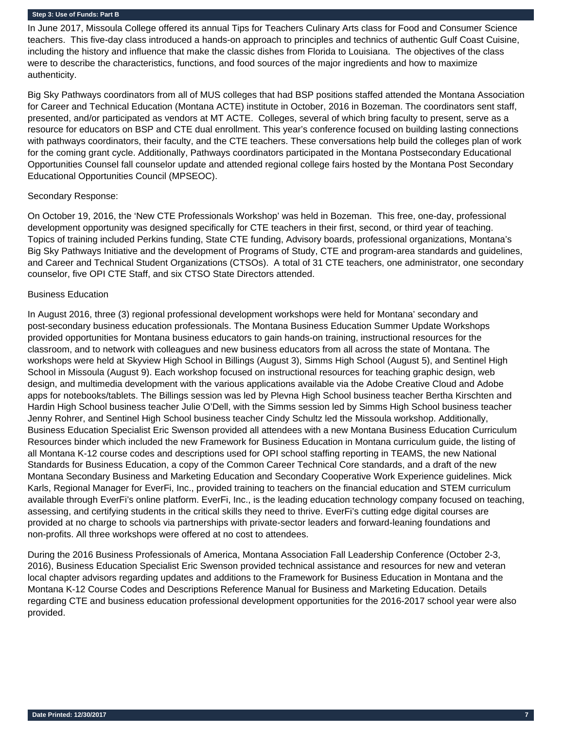## Step 3: Use of Funds: Part B

In June 2017, Missoula College offered its annual Tips for Teachers Culinary Arts class for Food and Consumer Science teachers. This five-day class introduced a hands-on approach to principles and technics of authentic Gulf Coast Cuisine, including the history and influence that make the classic dishes from Florida to Louisiana. The objectives of the class were to describe the characteristics, functions, and food sources of the major ingredients and how to maximize authenticity.

Big Sky Pathways coordinators from all of MUS colleges that had BSP positions staffed attended the Montana Association for Career and Technical Education (Montana ACTE) institute in October, 2016 in Bozeman. The coordinators sent staff, presented, and/or participated as vendors at MT ACTE. Colleges, several of which bring faculty to present, serve as a resource for educators on BSP and CTE dual enrollment. This year's conference focused on building lasting connections with pathways coordinators, their faculty, and the CTE teachers. These conversations help build the colleges plan of work for the coming grant cycle. Additionally, Pathways coordinators participated in the Montana Postsecondary Educational Opportunities Counsel fall counselor update and attended regional college fairs hosted by the Montana Post Secondary Educational Opportunities Council (MPSEOC).

Secondary Response:

On October 19, 2016, the 'New CTE Professionals Workshop' was held in Bozeman. This free, one-day, professional development opportunity was designed specifically for CTE teachers in their first, second, or third year of teaching. Topics of training included Perkins funding, State CTE funding, Advisory boards, professional organizations, Montana's Big Sky Pathways Initiative and the development of Programs of Study, CTE and program-area standards and guidelines, and Career and Technical Student Organizations (CTSOs). A total of 31 CTE teachers, one administrator, one secondary counselor, five OPI CTE Staff, and six CTSO State Directors attended.

Business Education

In August 2016, three (3) regional professional development workshops were held for Montana' secondary and post-secondary business education professionals. The Montana Business Education Summer Update Workshops provided opportunities for Montana business educators to gain hands-on training, instructional resources for the classroom, and to network with colleagues and new business educators from all across the state of Montana. The workshops were held at Skyview High School in Billings (August 3), Simms High School (August 5), and Sentinel High School in Missoula (August 9). Each workshop focused on instructional resources for teaching graphic design, web design, and multimedia development with the various applications available via the Adobe Creative Cloud and Adobe apps for notebooks/tablets. The Billings session was led by Plevna High School business teacher Bertha Kirschten and Hardin High School business teacher Julie O'Dell, with the Simms session led by Simms High School business teacher Jenny Rohrer, and Sentinel High School business teacher Cindy Schultz led the Missoula workshop. Additionally, Business Education Specialist Eric Swenson provided all attendees with a new Montana Business Education Curriculum Resources binder which included the new Framework for Business Education in Montana curriculum guide, the listing of all Montana K-12 course codes and descriptions used for OPI school staffing reporting in TEAMS, the new National Standards for Business Education, a copy of the Common Career Technical Core standards, and a draft of the new Montana Secondary Business and Marketing Education and Secondary Cooperative Work Experience guidelines. Mick Karls, Regional Manager for EverFi, Inc., provided training to teachers on the financial education and STEM curriculum available through EverFi's online platform. EverFi, Inc., is the leading education technology company focused on teaching, assessing, and certifying students in the critical skills they need to thrive. EverFi's cutting edge digital courses are provided at no charge to schools via partnerships with private-sector leaders and forward-leaning foundations and non-profits. All three workshops were offered at no cost to attendees.

During the 2016 Business Professionals of America, Montana Association Fall Leadership Conference (October 2-3, 2016), Business Education Specialist Eric Swenson provided technical assistance and resources for new and veteran local chapter advisors regarding updates and additions to the Framework for Business Education in Montana and the Montana K-12 Course Codes and Descriptions Reference Manual for Business and Marketing Education. Details regarding CTE and business education professional development opportunities for the 2016-2017 school year were also provided.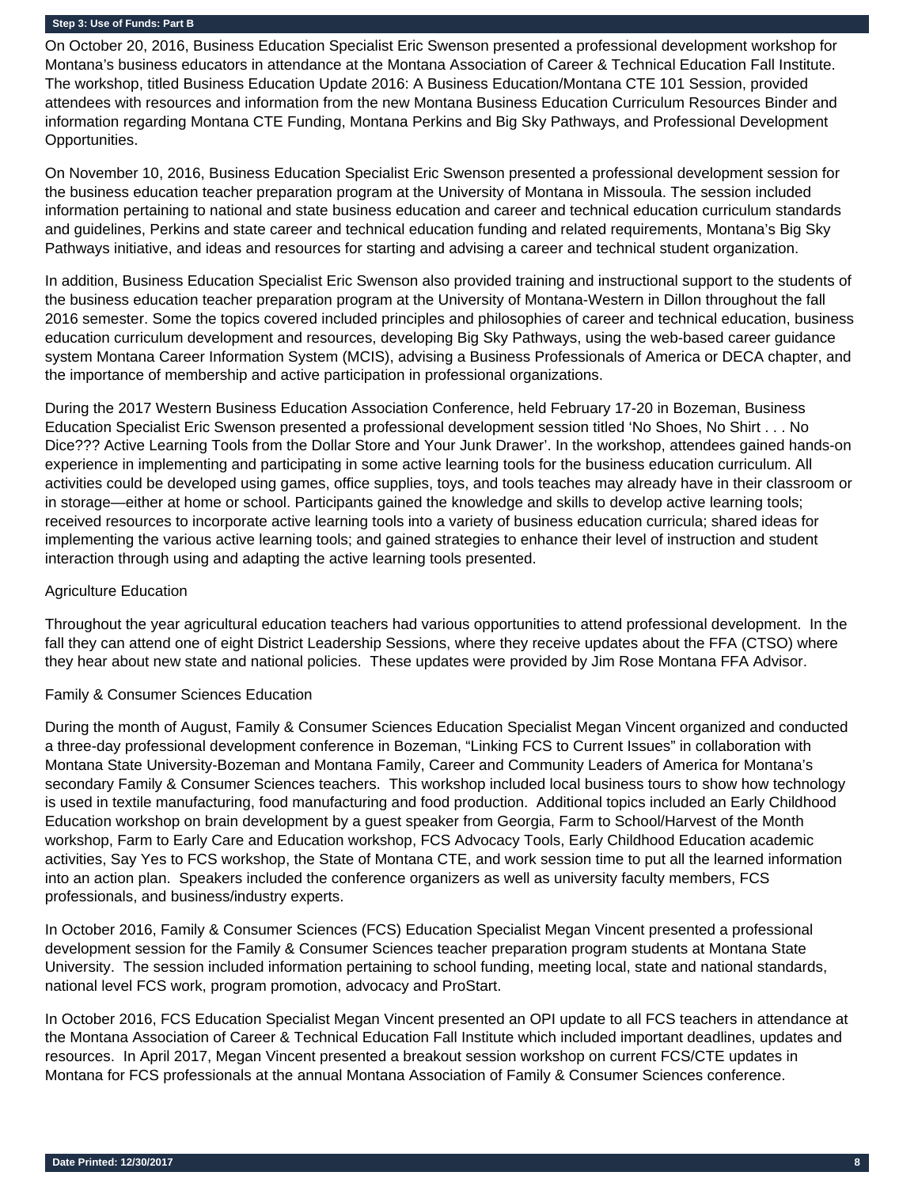**Step 3: Use of Funds: Part B**

On October 20, 2016, Business Education Specialist Eric Swenson presented a professional development workshop for Montana's business educators in attendance at the Montana Association of Career & Technical Education Fall Institute. The workshop, titled Business Education Update 2016: A Business Education/Montana CTE 101 Session, provided attendees with resources and information from the new Montana Business Education Curriculum Resources Binder and information regarding Montana CTE Funding, Montana Perkins and Big Sky Pathways, and Professional Development Opportunities.

On November 10, 2016, Business Education Specialist Eric Swenson presented a professional development session for the business education teacher preparation program at the University of Montana in Missoula. The session included information pertaining to national and state business education and career and technical education curriculum standards and guidelines, Perkins and state career and technical education funding and related requirements, Montana's Big Sky Pathways initiative, and ideas and resources for starting and advising a career and technical student organization.

In addition, Business Education Specialist Eric Swenson also provided training and instructional support to the students of the business education teacher preparation program at the University of Montana-Western in Dillon throughout the fall 2016 semester. Some the topics covered included principles and philosophies of career and technical education, business education curriculum development and resources, developing Big Sky Pathways, using the web-based career guidance system Montana Career Information System (MCIS), advising a Business Professionals of America or DECA chapter, and the importance of membership and active participation in professional organizations.

During the 2017 Western Business Education Association Conference, held February 17-20 in Bozeman, Business Education Specialist Eric Swenson presented a professional development session titled 'No Shoes, No Shirt . . . No Dice??? Active Learning Tools from the Dollar Store and Your Junk Drawer'. In the workshop, attendees gained hands-on experience in implementing and participating in some active learning tools for the business education curriculum. All activities could be developed using games, office supplies, toys, and tools teaches may already have in their classroom or in storage—either at home or school. Participants gained the knowledge and skills to develop active learning tools; received resources to incorporate active learning tools into a variety of business education curricula; shared ideas for implementing the various active learning tools; and gained strategies to enhance their level of instruction and student interaction through using and adapting the active learning tools presented.

Agriculture Education

Throughout the year agricultural education teachers had various opportunities to attend professional development. In the fall they can attend one of eight District Leadership Sessions, where they receive updates about the FFA (CTSO) where they hear about new state and national policies. These updates were provided by Jim Rose Montana FFA Advisor.

Family & Consumer Sciences Education

During the month of August, Family & Consumer Sciences Education Specialist Megan Vincent organized and conducted a three-day professional development conference in Bozeman, "Linking FCS to Current Issues" in collaboration with Montana State University-Bozeman and Montana Family, Career and Community Leaders of America for Montana's secondary Family & Consumer Sciences teachers. This workshop included local business tours to show how technology is used in textile manufacturing, food manufacturing and food production. Additional topics included an Early Childhood Education workshop on brain development by a guest speaker from Georgia, Farm to School/Harvest of the Month workshop, Farm to Early Care and Education workshop, FCS Advocacy Tools, Early Childhood Education academic activities, Say Yes to FCS workshop, the State of Montana CTE, and work session time to put all the learned information into an action plan. Speakers included the conference organizers as well as university faculty members, FCS professionals, and business/industry experts.

In October 2016, Family & Consumer Sciences (FCS) Education Specialist Megan Vincent presented a professional development session for the Family & Consumer Sciences teacher preparation program students at Montana State University. The session included information pertaining to school funding, meeting local, state and national standards, national level FCS work, program promotion, advocacy and ProStart.

In October 2016, FCS Education Specialist Megan Vincent presented an OPI update to all FCS teachers in attendance at the Montana Association of Career & Technical Education Fall Institute which included important deadlines, updates and resources. In April 2017, Megan Vincent presented a breakout session workshop on current FCS/CTE updates in Montana for FCS professionals at the annual Montana Association of Family & Consumer Sciences conference.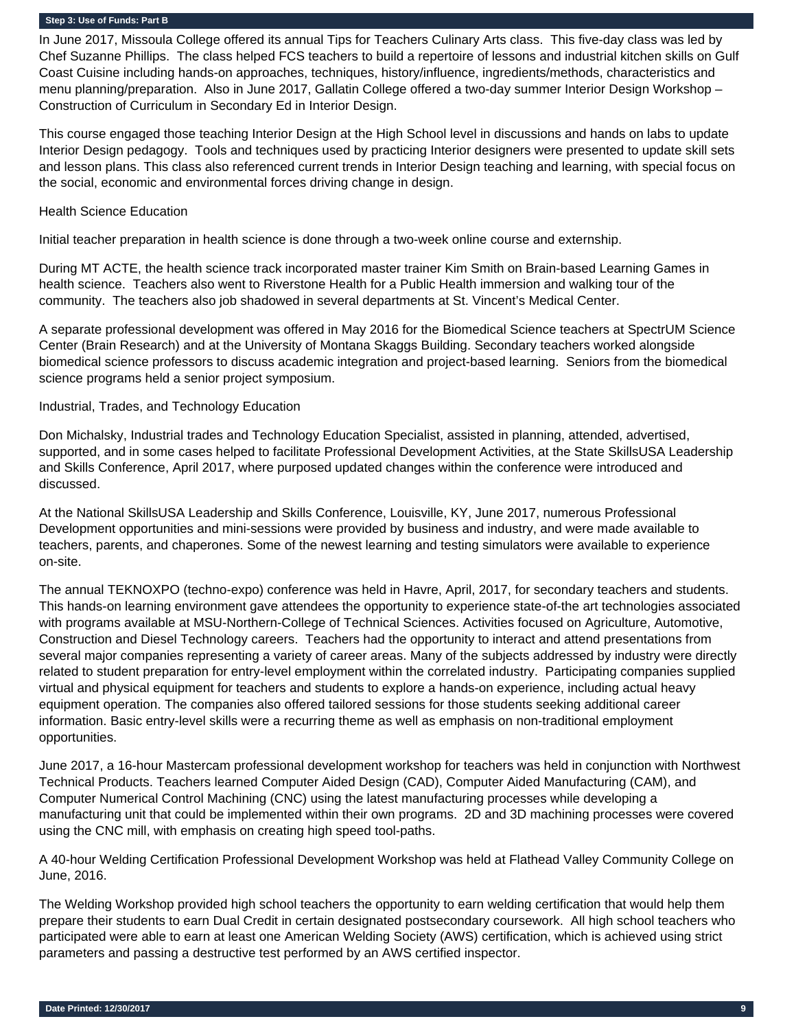## Step 3: Use of Funds: Part B

In June 2017, Missoula College offered its annual Tips for Teachers Culinary Arts class. This five-day class was led by Chef Suzanne Phillips. The class helped FCS teachers to build a repertoire of lessons and industrial kitchen skills on Gulf Coast Cuisine including hands-on approaches, techniques, history/influence, ingredients/methods, characteristics and menu planning/preparation. Also in June 2017, Gallatin College offered a two-day summer Interior Design Workshop – Construction of Curriculum in Secondary Ed in Interior Design.

This course engaged those teaching Interior Design at the High School level in discussions and hands on labs to update Interior Design pedagogy. Tools and techniques used by practicing Interior designers were presented to update skill sets and lesson plans. This class also referenced current trends in Interior Design teaching and learning, with special focus on the social, economic and environmental forces driving change in design.

Health Science Education

Initial teacher preparation in health science is done through a two-week online course and externship.

During MT ACTE, the health science track incorporated master trainer Kim Smith on Brain-based Learning Games in health science. Teachers also went to Riverstone Health for a Public Health immersion and walking tour of the community. The teachers also job shadowed in several departments at St. Vincent's Medical Center.

A separate professional development was offered in May 2016 for the Biomedical Science teachers at SpectrUM Science Center (Brain Research) and at the University of Montana Skaggs Building. Secondary teachers worked alongside biomedical science professors to discuss academic integration and project-based learning. Seniors from the biomedical science programs held a senior project symposium.

Industrial, Trades, and Technology Education

Don Michalsky, Industrial trades and Technology Education Specialist, assisted in planning, attended, advertised, supported, and in some cases helped to facilitate Professional Development Activities, at the State SkillsUSA Leadership and Skills Conference, April 2017, where purposed updated changes within the conference were introduced and discussed.

At the National SkillsUSA Leadership and Skills Conference, Louisville, KY, June 2017, numerous Professional Development opportunities and mini-sessions were provided by business and industry, and were made available to teachers, parents, and chaperones. Some of the newest learning and testing simulators were available to experience on-site.

The annual TEKNOXPO (techno-expo) conference was held in Havre, April, 2017, for secondary teachers and students. This hands-on learning environment gave attendees the opportunity to experience state-of-the art technologies associated with programs available at MSU-Northern-College of Technical Sciences. Activities focused on Agriculture, Automotive, Construction and Diesel Technology careers. Teachers had the opportunity to interact and attend presentations from several major companies representing a variety of career areas. Many of the subjects addressed by industry were directly related to student preparation for entry-level employment within the correlated industry. Participating companies supplied virtual and physical equipment for teachers and students to explore a hands-on experience, including actual heavy equipment operation. The companies also offered tailored sessions for those students seeking additional career information. Basic entry-level skills were a recurring theme as well as emphasis on non-traditional employment opportunities.

June 2017, a 16-hour Mastercam professional development workshop for teachers was held in conjunction with Northwest Technical Products. Teachers learned Computer Aided Design (CAD), Computer Aided Manufacturing (CAM), and Computer Numerical Control Machining (CNC) using the latest manufacturing processes while developing a manufacturing unit that could be implemented within their own programs. 2D and 3D machining processes were covered using the CNC mill, with emphasis on creating high speed tool-paths.

A 40-hour Welding Certification Professional Development Workshop was held at Flathead Valley Community College on June, 2016.

The Welding Workshop provided high school teachers the opportunity to earn welding certification that would help them prepare their students to earn Dual Credit in certain designated postsecondary coursework. All high school teachers who participated were able to earn at least one American Welding Society (AWS) certification, which is achieved using strict parameters and passing a destructive test performed by an AWS certified inspector.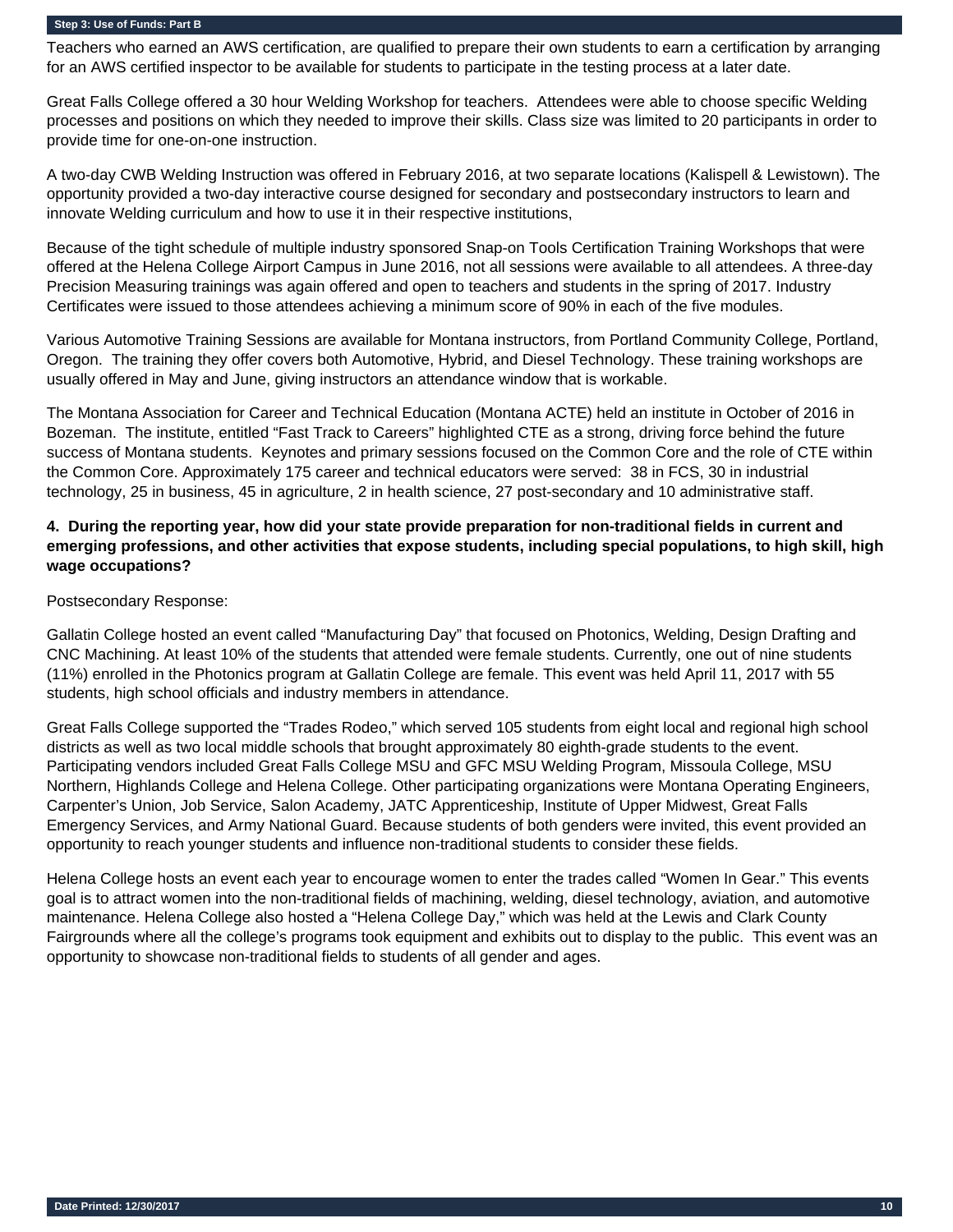Teachers who earned an AWS certification, are qualified to prepare their own students to earn a certification by arranging for an AWS certified inspector to be available for students to participate in the testing process at a later date.

Great Falls College offered a 30 hour Welding Workshop for teachers. Attendees were able to choose specific Welding processes and positions on which they needed to improve their skills. Class size was limited to 20 participants in order to provide time for one-on-one instruction.

A two-day CWB Welding Instruction was offered in February 2016, at two separate locations (Kalispell & Lewistown). The opportunity provided a two-day interactive course designed for secondary and postsecondary instructors to learn and innovate Welding curriculum and how to use it in their respective institutions,

Because of the tight schedule of multiple industry sponsored Snap-on Tools Certification Training Workshops that were offered at the Helena College Airport Campus in June 2016, not all sessions were available to all attendees. A three-day Precision Measuring trainings was again offered and open to teachers and students in the spring of 2017. Industry Certificates were issued to those attendees achieving a minimum score of 90% in each of the five modules.

Various Automotive Training Sessions are available for Montana instructors, from Portland Community College, Portland, Oregon. The training they offer covers both Automotive, Hybrid, and Diesel Technology. These training workshops are usually offered in May and June, giving instructors an attendance window that is workable.

The Montana Association for Career and Technical Education (Montana ACTE) held an institute in October of 2016 in Bozeman. The institute, entitled "Fast Track to Careers" highlighted CTE as a strong, driving force behind the future success of Montana students. Keynotes and primary sessions focused on the Common Core and the role of CTE within the Common Core. Approximately 175 career and technical educators were served: 38 in FCS, 30 in industrial technology, 25 in business, 45 in agriculture, 2 in health science, 27 post-secondary and 10 administrative staff.

**4. During the reporting year, how did your state provide preparation for non-traditional fields in current and emerging professions, and other activities that expose students, including special populations, to high skill, high wage occupations?**

Postsecondary Response:

Gallatin College hosted an event called "Manufacturing Day" that focused on Photonics, Welding, Design Drafting and CNC Machining. At least 10% of the students that attended were female students. Currently, one out of nine students (11%) enrolled in the Photonics program at Gallatin College are female. This event was held April 11, 2017 with 55 students, high school officials and industry members in attendance.

Great Falls College supported the "Trades Rodeo," which served 105 students from eight local and regional high school districts as well as two local middle schools that brought approximately 80 eighth-grade students to the event. Participating vendors included Great Falls College MSU and GFC MSU Welding Program, Missoula College, MSU Northern, Highlands College and Helena College. Other participating organizations were Montana Operating Engineers, Carpenter's Union, Job Service, Salon Academy, JATC Apprenticeship, Institute of Upper Midwest, Great Falls Emergency Services, and Army National Guard. Because students of both genders were invited, this event provided an opportunity to reach younger students and influence non-traditional students to consider these fields.

Helena College hosts an event each year to encourage women to enter the trades called "Women In Gear." This events goal is to attract women into the non-traditional fields of machining, welding, diesel technology, aviation, and automotive maintenance. Helena College also hosted a "Helena College Day," which was held at the Lewis and Clark County Fairgrounds where all the college's programs took equipment and exhibits out to display to the public. This event was an opportunity to showcase non-traditional fields to students of all gender and ages.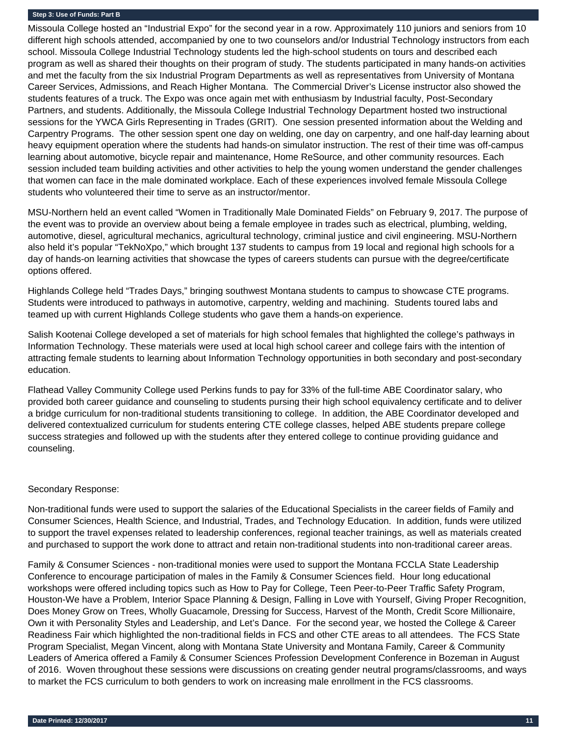## Step 3: Use of Funds: Part B

Missoula College hosted an "Industrial Expo" for the second year in a row. Approximately 110 juniors and seniors from 10 different high schools attended, accompanied by one to two counselors and/or Industrial Technology instructors from each school. Missoula College Industrial Technology students led the high-school students on tours and described each program as well as shared their thoughts on their program of study. The students participated in many hands-on activities and met the faculty from the six Industrial Program Departments as well as representatives from University of Montana Career Services, Admissions, and Reach Higher Montana. The Commercial Driver's License instructor also showed the students features of a truck. The Expo was once again met with enthusiasm by Industrial faculty, Post-Secondary Partners, and students. Additionally, the Missoula College Industrial Technology Department hosted two instructional sessions for the YWCA Girls Representing in Trades (GRIT). One session presented information about the Welding and Carpentry Programs. The other session spent one day on welding, one day on carpentry, and one half-day learning about heavy equipment operation where the students had hands-on simulator instruction. The rest of their time was off-campus learning about automotive, bicycle repair and maintenance, Home ReSource, and other community resources. Each session included team building activities and other activities to help the young women understand the gender challenges that women can face in the male dominated workplace. Each of these experiences involved female Missoula College students who volunteered their time to serve as an instructor/mentor.

MSU-Northern held an event called "Women in Traditionally Male Dominated Fields" on February 9, 2017. The purpose of the event was to provide an overview about being a female employee in trades such as electrical, plumbing, welding, automotive, diesel, agricultural mechanics, agricultural technology, criminal justice and civil engineering. MSU-Northern also held it's popular "TekNoXpo," which brought 137 students to campus from 19 local and regional high schools for a day of hands-on learning activities that showcase the types of careers students can pursue with the degree/certificate options offered.

Highlands College held "Trades Days," bringing southwest Montana students to campus to showcase CTE programs. Students were introduced to pathways in automotive, carpentry, welding and machining. Students toured labs and teamed up with current Highlands College students who gave them a hands-on experience.

Salish Kootenai College developed a set of materials for high school females that highlighted the college's pathways in Information Technology. These materials were used at local high school career and college fairs with the intention of attracting female students to learning about Information Technology opportunities in both secondary and post-secondary education.

Flathead Valley Community College used Perkins funds to pay for 33% of the full-time ABE Coordinator salary, who provided both career guidance and counseling to students pursing their high school equivalency certificate and to deliver a bridge curriculum for non-traditional students transitioning to college. In addition, the ABE Coordinator developed and delivered contextualized curriculum for students entering CTE college classes, helped ABE students prepare college success strategies and followed up with the students after they entered college to continue providing guidance and counseling.

Secondary Response:

Non-traditional funds were used to support the salaries of the Educational Specialists in the career fields of Family and Consumer Sciences, Health Science, and Industrial, Trades, and Technology Education. In addition, funds were utilized to support the travel expenses related to leadership conferences, regional teacher trainings, as well as materials created and purchased to support the work done to attract and retain non-traditional students into non-traditional career areas.

Family & Consumer Sciences - non-traditional monies were used to support the Montana FCCLA State Leadership Conference to encourage participation of males in the Family & Consumer Sciences field. Hour long educational workshops were offered including topics such as How to Pay for College, Teen Peer-to-Peer Traffic Safety Program, Houston-We have a Problem, Interior Space Planning & Design, Falling in Love with Yourself, Giving Proper Recognition, Does Money Grow on Trees, Wholly Guacamole, Dressing for Success, Harvest of the Month, Credit Score Millionaire, Own it with Personality Styles and Leadership, and Let's Dance. For the second year, we hosted the College & Career Readiness Fair which highlighted the non-traditional fields in FCS and other CTE areas to all attendees. The FCS State Program Specialist, Megan Vincent, along with Montana State University and Montana Family, Career & Community Leaders of America offered a Family & Consumer Sciences Profession Development Conference in Bozeman in August of 2016. Woven throughout these sessions were discussions on creating gender neutral programs/classrooms, and ways to market the FCS curriculum to both genders to work on increasing male enrollment in the FCS classrooms.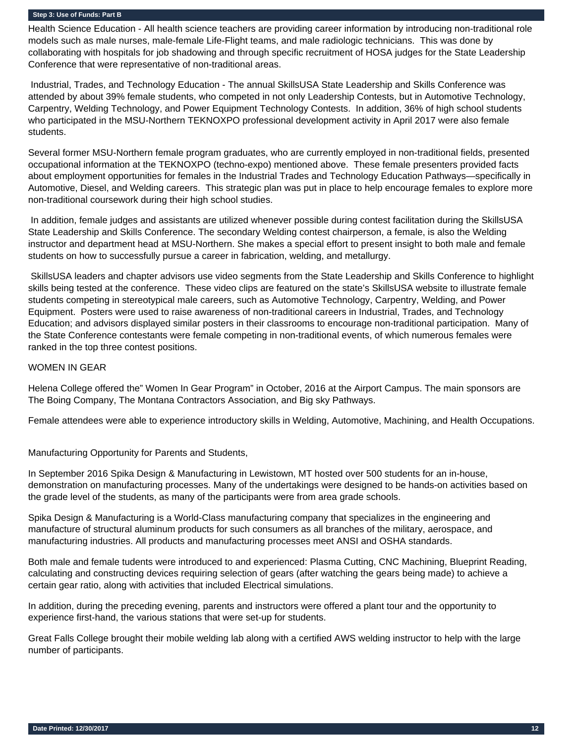**Step 3: Use of Funds: Part B**

Health Science Education - All health science teachers are providing career information by introducing non-traditional role models such as male nurses, male-female Life-Flight teams, and male radiologic technicians. This was done by collaborating with hospitals for job shadowing and through specific recruitment of HOSA judges for the State Leadership Conference that were representative of non-traditional areas.

Industrial, Trades, and Technology Education - The annual SkillsUSA State Leadership and Skills Conference was attended by about 39% female students, who competed in not only Leadership Contests, but in Automotive Technology, Carpentry, Welding Technology, and Power Equipment Technology Contests. In addition, 36% of high school students who participated in the MSU-Northern TEKNOXPO professional development activity in April 2017 were also female students.

Several former MSU-Northern female program graduates, who are currently employed in non-traditional fields, presented occupational information at the TEKNOXPO (techno-expo) mentioned above. These female presenters provided facts about employment opportunities for females in the Industrial Trades and Technology Education Pathways—specifically in Automotive, Diesel, and Welding careers. This strategic plan was put in place to help encourage females to explore more non-traditional coursework during their high school studies.

In addition, female judges and assistants are utilized whenever possible during contest facilitation during the SkillsUSA State Leadership and Skills Conference. The secondary Welding contest chairperson, a female, is also the Welding instructor and department head at MSU-Northern. She makes a special effort to present insight to both male and female students on how to successfully pursue a career in fabrication, welding, and metallurgy.

SkillsUSA leaders and chapter advisors use video segments from the State Leadership and Skills Conference to highlight skills being tested at the conference. These video clips are featured on the state's SkillsUSA website to illustrate female students competing in stereotypical male careers, such as Automotive Technology, Carpentry, Welding, and Power Equipment. Posters were used to raise awareness of non-traditional careers in Industrial, Trades, and Technology Education; and advisors displayed similar posters in their classrooms to encourage non-traditional participation. Many of the State Conference contestants were female competing in non-traditional events, of which numerous females were ranked in the top three contest positions.

WOMEN IN GEAR

Helena College offered the" Women In Gear Program" in October, 2016 at the Airport Campus. The main sponsors are The Boing Company, The Montana Contractors Association, and Big sky Pathways.

Female attendees were able to experience introductory skills in Welding, Automotive, Machining, and Health Occupations.

Manufacturing Opportunity for Parents and Students,

In September 2016 Spika Design & Manufacturing in Lewistown, MT hosted over 500 students for an in-house, demonstration on manufacturing processes. Many of the undertakings were designed to be hands-on activities based on the grade level of the students, as many of the participants were from area grade schools.

Spika Design & Manufacturing is a World-Class manufacturing company that specializes in the engineering and manufacture of structural aluminum products for such consumers as all branches of the military, aerospace, and manufacturing industries. All products and manufacturing processes meet ANSI and OSHA standards.

Both male and female tudents were introduced to and experienced: Plasma Cutting, CNC Machining, Blueprint Reading, calculating and constructing devices requiring selection of gears (after watching the gears being made) to achieve a certain gear ratio, along with activities that included Electrical simulations.

In addition, during the preceding evening, parents and instructors were offered a plant tour and the opportunity to experience first-hand, the various stations that were set-up for students.

Great Falls College brought their mobile welding lab along with a certified AWS welding instructor to help with the large number of participants.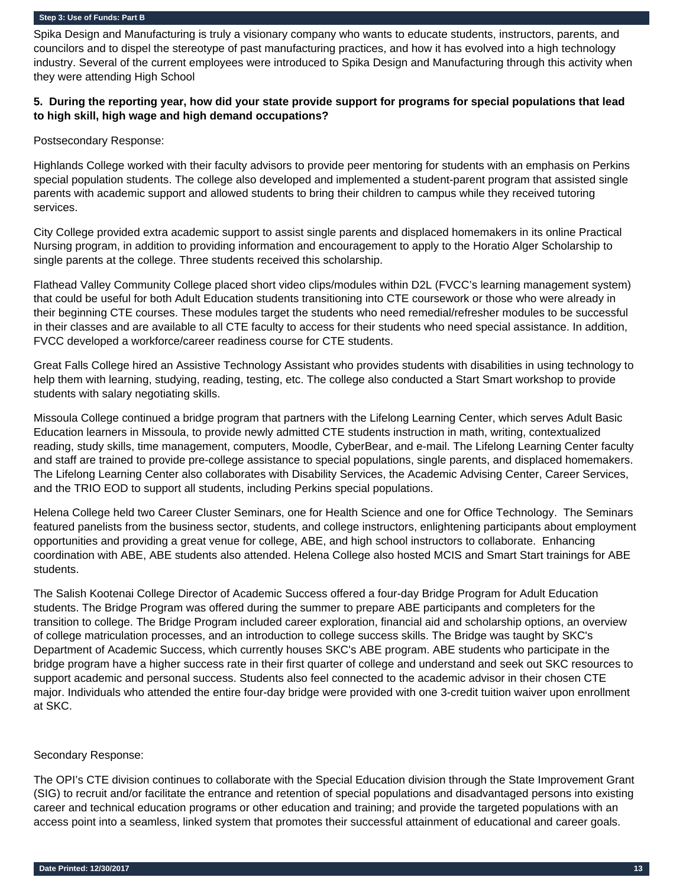Step 3: Use of Funds: Part B

Spika Design and Manufacturing is truly a visionary company who wants to educate students, instructors, parents, and councilors and to dispel the stereotype of past manufacturing practices, and how it has evolved into a high technology industry. Several of the current employees were introduced to Spika Design and Manufacturing through this activity when they were attending High School

**5. During the reporting year, how did your state provide support for programs for special populations that lead to high skill, high wage and high demand occupations?**

Postsecondary Response:

Highlands College worked with their faculty advisors to provide peer mentoring for students with an emphasis on Perkins special population students. The college also developed and implemented a student-parent program that assisted single parents with academic support and allowed students to bring their children to campus while they received tutoring services.

City College provided extra academic support to assist single parents and displaced homemakers in its online Practical Nursing program, in addition to providing information and encouragement to apply to the Horatio Alger Scholarship to single parents at the college. Three students received this scholarship.

Flathead Valley Community College placed short video clips/modules within D2L (FVCC's learning management system) that could be useful for both Adult Education students transitioning into CTE coursework or those who were already in their beginning CTE courses. These modules target the students who need remedial/refresher modules to be successful in their classes and are available to all CTE faculty to access for their students who need special assistance. In addition, FVCC developed a workforce/career readiness course for CTE students.

Great Falls College hired an Assistive Technology Assistant who provides students with disabilities in using technology to help them with learning, studying, reading, testing, etc. The college also conducted a Start Smart workshop to provide students with salary negotiating skills.

Missoula College continued a bridge program that partners with the Lifelong Learning Center, which serves Adult Basic Education learners in Missoula, to provide newly admitted CTE students instruction in math, writing, contextualized reading, study skills, time management, computers, Moodle, CyberBear, and e-mail. The Lifelong Learning Center faculty and staff are trained to provide pre-college assistance to special populations, single parents, and displaced homemakers. The Lifelong Learning Center also collaborates with Disability Services, the Academic Advising Center, Career Services, and the TRIO EOD to support all students, including Perkins special populations.

Helena College held two Career Cluster Seminars, one for Health Science and one for Office Technology. The Seminars featured panelists from the business sector, students, and college instructors, enlightening participants about employment opportunities and providing a great venue for college, ABE, and high school instructors to collaborate. Enhancing coordination with ABE, ABE students also attended. Helena College also hosted MCIS and Smart Start trainings for ABE students.

The Salish Kootenai College Director of Academic Success offered a four-day Bridge Program for Adult Education students. The Bridge Program was offered during the summer to prepare ABE participants and completers for the transition to college. The Bridge Program included career exploration, financial aid and scholarship options, an overview of college matriculation processes, and an introduction to college success skills. The Bridge was taught by SKC's Department of Academic Success, which currently houses SKC's ABE program. ABE students who participate in the bridge program have a higher success rate in their first quarter of college and understand and seek out SKC resources to support academic and personal success. Students also feel connected to the academic advisor in their chosen CTE major. Individuals who attended the entire four-day bridge were provided with one 3-credit tuition waiver upon enrollment at SKC.

Secondary Response:

The OPI's CTE division continues to collaborate with the Special Education division through the State Improvement Grant (SIG) to recruit and/or facilitate the entrance and retention of special populations and disadvantaged persons into existing career and technical education programs or other education and training; and provide the targeted populations with an access point into a seamless, linked system that promotes their successful attainment of educational and career goals.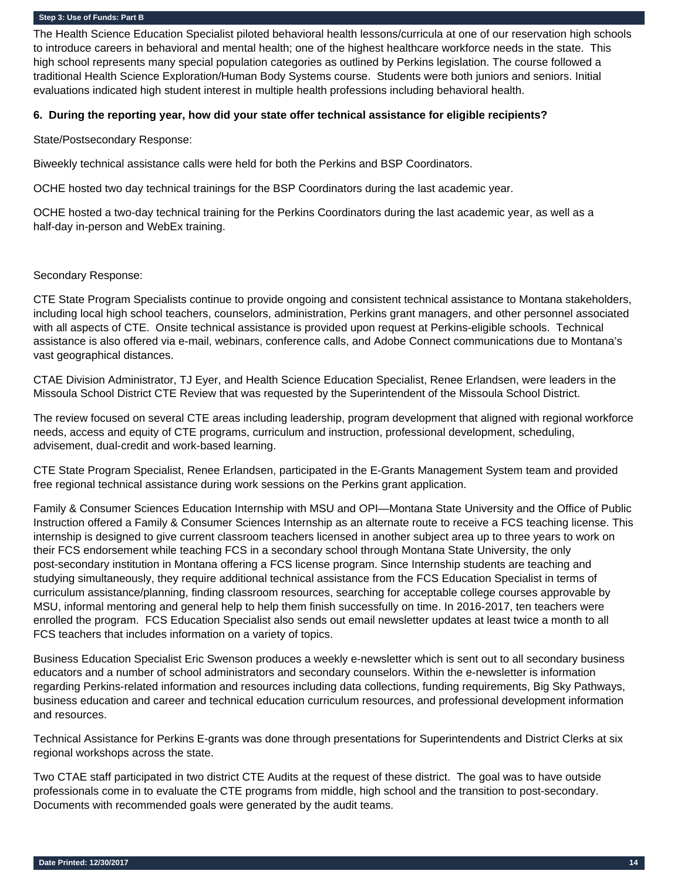The Health Science Education Specialist piloted behavioral health lessons/curricula at one of our reservation high schools to introduce careers in behavioral and mental health; one of the highest healthcare workforce needs in the state. This high school represents many special population categories as outlined by Perkins legislation. The course followed a traditional Health Science Exploration/Human Body Systems course. Students were both juniors and seniors. Initial evaluations indicated high student interest in multiple health professions including behavioral health.

**6. During the reporting year, how did your state offer technical assistance for eligible recipients?**

State/Postsecondary Response:

Biweekly technical assistance calls were held for both the Perkins and BSP Coordinators.

OCHE hosted two day technical trainings for the BSP Coordinators during the last academic year.

OCHE hosted a two-day technical training for the Perkins Coordinators during the last academic year, as well as a half-day in-person and WebEx training.

Secondary Response:

CTE State Program Specialists continue to provide ongoing and consistent technical assistance to Montana stakeholders, including local high school teachers, counselors, administration, Perkins grant managers, and other personnel associated with all aspects of CTE. Onsite technical assistance is provided upon request at Perkins-eligible schools. Technical assistance is also offered via e-mail, webinars, conference calls, and Adobe Connect communications due to Montana's vast geographical distances.

CTAE Division Administrator, TJ Eyer, and Health Science Education Specialist, Renee Erlandsen, were leaders in the Missoula School District CTE Review that was requested by the Superintendent of the Missoula School District.

The review focused on several CTE areas including leadership, program development that aligned with regional workforce needs, access and equity of CTE programs, curriculum and instruction, professional development, scheduling, advisement, dual-credit and work-based learning.

CTE State Program Specialist, Renee Erlandsen, participated in the E-Grants Management System team and provided free regional technical assistance during work sessions on the Perkins grant application.

Family & Consumer Sciences Education Internship with MSU and OPI—Montana State University and the Office of Public Instruction offered a Family & Consumer Sciences Internship as an alternate route to receive a FCS teaching license. This internship is designed to give current classroom teachers licensed in another subject area up to three years to work on their FCS endorsement while teaching FCS in a secondary school through Montana State University, the only post-secondary institution in Montana offering a FCS license program. Since Internship students are teaching and studying simultaneously, they require additional technical assistance from the FCS Education Specialist in terms of curriculum assistance/planning, finding classroom resources, searching for acceptable college courses approvable by MSU, informal mentoring and general help to help them finish successfully on time. In 2016-2017, ten teachers were enrolled the program. FCS Education Specialist also sends out email newsletter updates at least twice a month to all FCS teachers that includes information on a variety of topics.

Business Education Specialist Eric Swenson produces a weekly e-newsletter which is sent out to all secondary business educators and a number of school administrators and secondary counselors. Within the e-newsletter is information regarding Perkins-related information and resources including data collections, funding requirements, Big Sky Pathways, business education and career and technical education curriculum resources, and professional development information and resources.

Technical Assistance for Perkins E-grants was done through presentations for Superintendents and District Clerks at six regional workshops across the state.

Two CTAE staff participated in two district CTE Audits at the request of these district. The goal was to have outside professionals come in to evaluate the CTE programs from middle, high school and the transition to post-secondary. Documents with recommended goals were generated by the audit teams.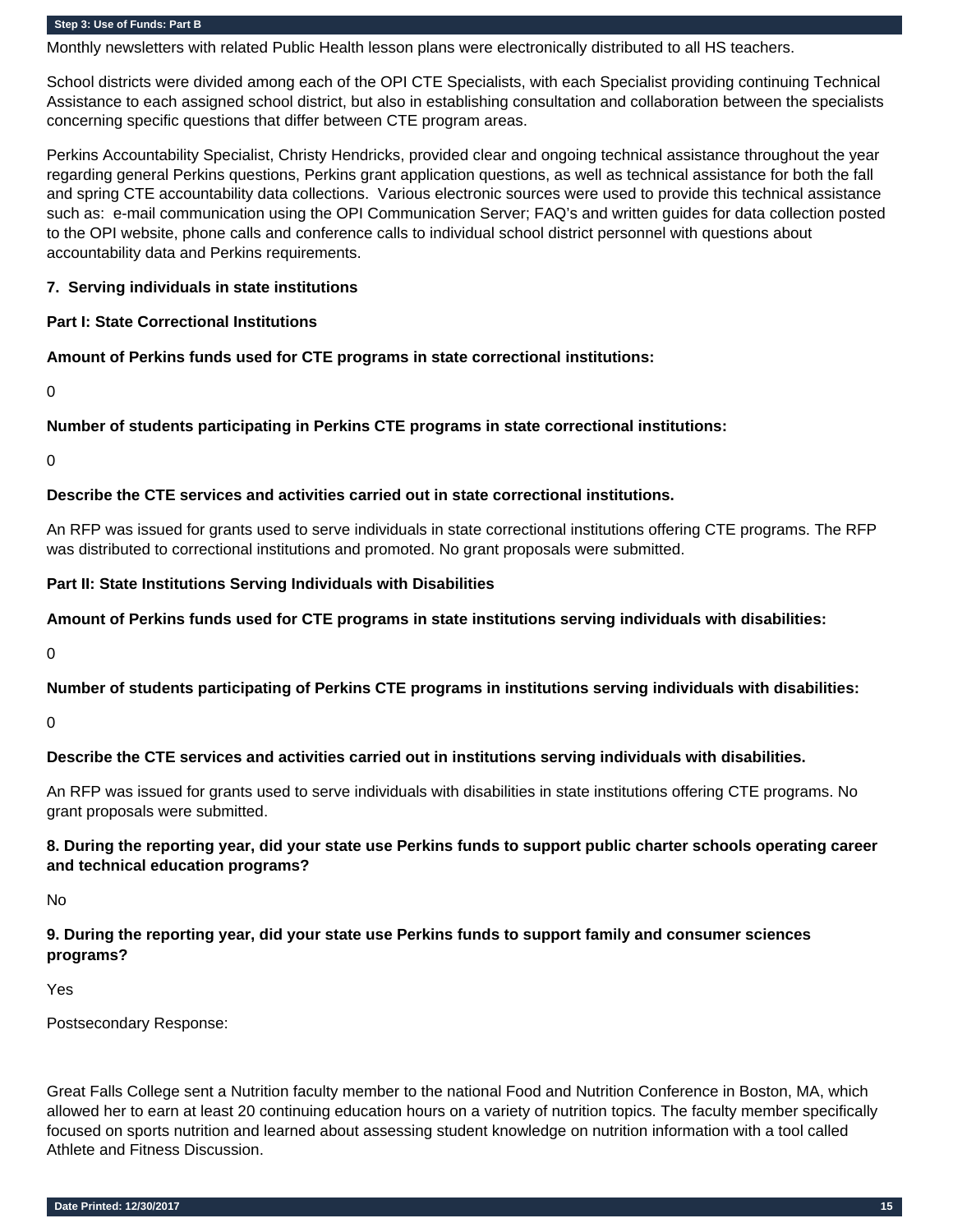Monthly newsletters with related Public Health lesson plans were electronically distributed to all HS teachers.

School districts were divided among each of the OPI CTE Specialists, with each Specialist providing continuing Technical Assistance to each assigned school district, but also in establishing consultation and collaboration between the specialists concerning specific questions that differ between CTE program areas.

Perkins Accountability Specialist, Christy Hendricks, provided clear and ongoing technical assistance throughout the year regarding general Perkins questions, Perkins grant application questions, as well as technical assistance for both the fall and spring CTE accountability data collections. Various electronic sources were used to provide this technical assistance such as: e-mail communication using the OPI Communication Server; FAQ's and written guides for data collection posted to the OPI website, phone calls and conference calls to individual school district personnel with questions about accountability data and Perkins requirements.

**7. Serving individuals in state institutions**

**Part I: State Correctional Institutions**

**Amount of Perkins funds used for CTE programs in state correctional institutions:**

0

**Number of students participating in Perkins CTE programs in state correctional institutions:**

0

**Describe the CTE services and activities carried out in state correctional institutions.**

An RFP was issued for grants used to serve individuals in state correctional institutions offering CTE programs. The RFP was distributed to correctional institutions and promoted. No grant proposals were submitted.

**Part II: State Institutions Serving Individuals with Disabilities**

**Amount of Perkins funds used for CTE programs in state institutions serving individuals with disabilities:**

0

**Number of students participating of Perkins CTE programs in institutions serving individuals with disabilities:**

0

**Describe the CTE services and activities carried out in institutions serving individuals with disabilities.**

An RFP was issued for grants used to serve individuals with disabilities in state institutions offering CTE programs. No grant proposals were submitted.

**8. During the reporting year, did your state use Perkins funds to support public charter schools operating career and technical education programs?**

No

**9. During the reporting year, did your state use Perkins funds to support family and consumer sciences programs?**

Yes

Postsecondary Response:

Great Falls College sent a Nutrition faculty member to the national Food and Nutrition Conference in Boston, MA, which allowed her to earn at least 20 continuing education hours on a variety of nutrition topics. The faculty member specifically focused on sports nutrition and learned about assessing student knowledge on nutrition information with a tool called Athlete and Fitness Discussion.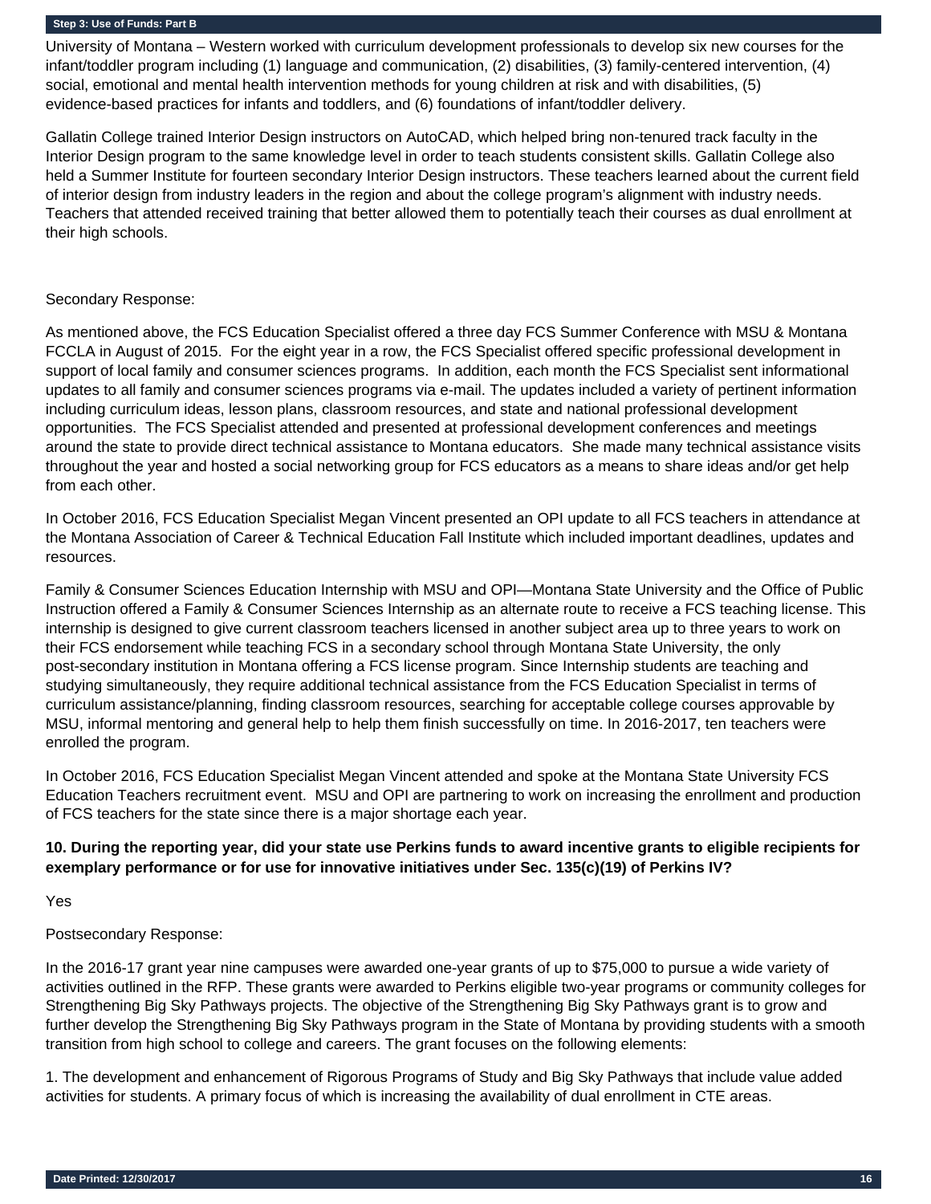University of Montana – Western worked with curriculum development professionals to develop six new courses for the infant/toddler program including (1) language and communication, (2) disabilities, (3) family-centered intervention, (4) social, emotional and mental health intervention methods for young children at risk and with disabilities, (5) evidence-based practices for infants and toddlers, and (6) foundations of infant/toddler delivery.

Gallatin College trained Interior Design instructors on AutoCAD, which helped bring non-tenured track faculty in the Interior Design program to the same knowledge level in order to teach students consistent skills. Gallatin College also held a Summer Institute for fourteen secondary Interior Design instructors. These teachers learned about the current field of interior design from industry leaders in the region and about the college program's alignment with industry needs. Teachers that attended received training that better allowed them to potentially teach their courses as dual enrollment at their high schools.

Secondary Response:

As mentioned above, the FCS Education Specialist offered a three day FCS Summer Conference with MSU & Montana FCCLA in August of 2015. For the eight year in a row, the FCS Specialist offered specific professional development in support of local family and consumer sciences programs. In addition, each month the FCS Specialist sent informational updates to all family and consumer sciences programs via e-mail. The updates included a variety of pertinent information including curriculum ideas, lesson plans, classroom resources, and state and national professional development opportunities. The FCS Specialist attended and presented at professional development conferences and meetings around the state to provide direct technical assistance to Montana educators. She made many technical assistance visits throughout the year and hosted a social networking group for FCS educators as a means to share ideas and/or get help from each other.

In October 2016, FCS Education Specialist Megan Vincent presented an OPI update to all FCS teachers in attendance at the Montana Association of Career & Technical Education Fall Institute which included important deadlines, updates and resources.

Family & Consumer Sciences Education Internship with MSU and OPI—Montana State University and the Office of Public Instruction offered a Family & Consumer Sciences Internship as an alternate route to receive a FCS teaching license. This internship is designed to give current classroom teachers licensed in another subject area up to three years to work on their FCS endorsement while teaching FCS in a secondary school through Montana State University, the only post-secondary institution in Montana offering a FCS license program. Since Internship students are teaching and studying simultaneously, they require additional technical assistance from the FCS Education Specialist in terms of curriculum assistance/planning, finding classroom resources, searching for acceptable college courses approvable by MSU, informal mentoring and general help to help them finish successfully on time. In 2016-2017, ten teachers were enrolled the program.

In October 2016, FCS Education Specialist Megan Vincent attended and spoke at the Montana State University FCS Education Teachers recruitment event. MSU and OPI are partnering to work on increasing the enrollment and production of FCS teachers for the state since there is a major shortage each year.

**10. During the reporting year, did your state use Perkins funds to award incentive grants to eligible recipients for exemplary performance or for use for innovative initiatives under Sec. 135(c)(19) of Perkins IV?**

Yes

Postsecondary Response:

In the 2016-17 grant year nine campuses were awarded one-year grants of up to $75,000 to pursue a wide variety of activities outlined in the RFP. These grants were awarded to Perkins eligible two-year programs or community colleges for Strengthening Big Sky Pathways projects. The objective of the Strengthening Big Sky Pathways grant is to grow and further develop the Strengthening Big Sky Pathways program in the State of Montana by providing students with a smooth transition from high school to college and careers. The grant focuses on the following elements:

1. The development and enhancement of Rigorous Programs of Study and Big Sky Pathways that include value added activities for students. A primary focus of which is increasing the availability of dual enrollment in CTE areas.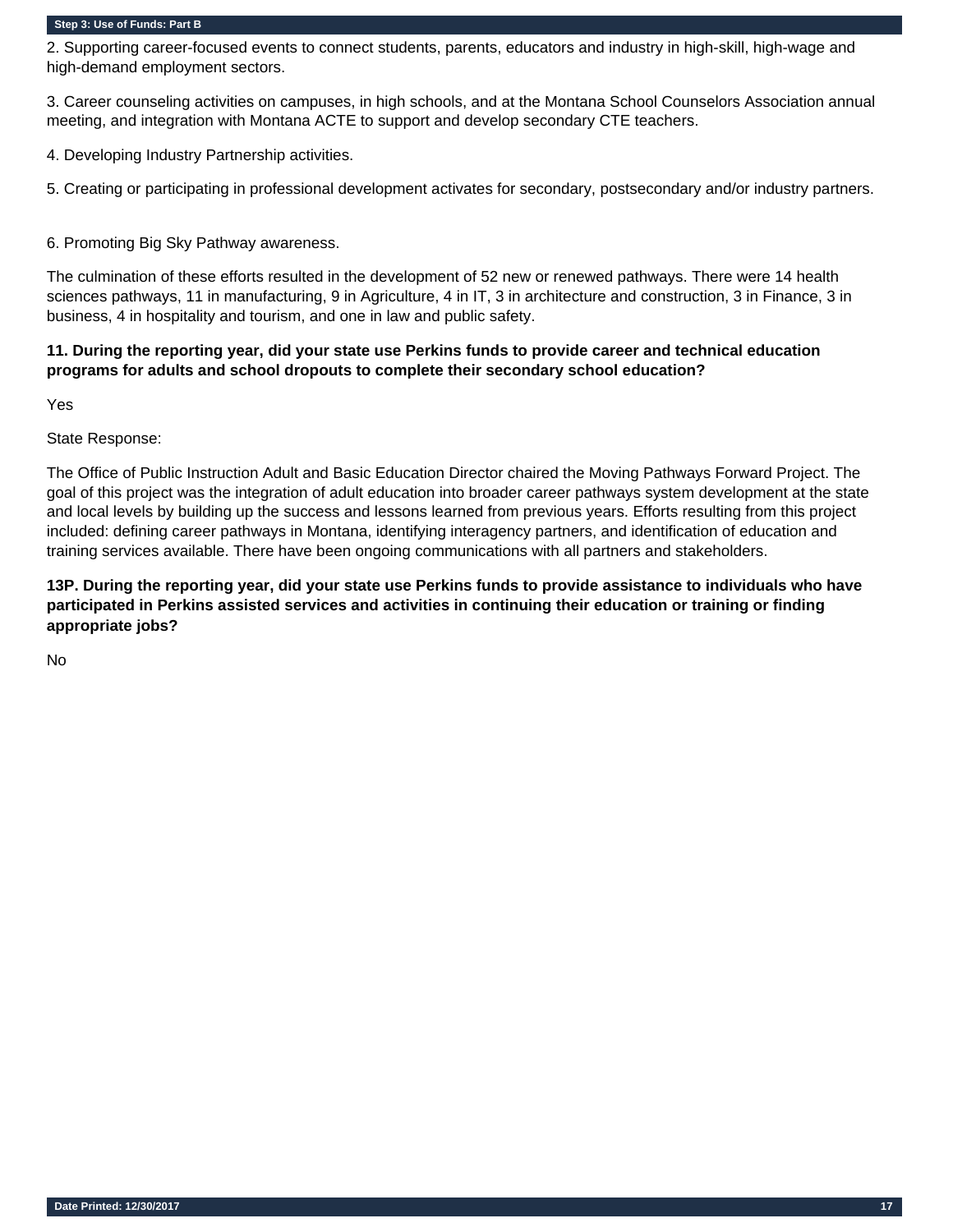2. Supporting career-focused events to connect students, parents, educators and industry in high-skill, high-wage and high-demand employment sectors.

3. Career counseling activities on campuses, in high schools, and at the Montana School Counselors Association annual meeting, and integration with Montana ACTE to support and develop secondary CTE teachers.

4. Developing Industry Partnership activities.

5. Creating or participating in professional development activates for secondary, postsecondary and/or industry partners.

6. Promoting Big Sky Pathway awareness.

The culmination of these efforts resulted in the development of 52 new or renewed pathways. There were 14 health sciences pathways, 11 in manufacturing, 9 in Agriculture, 4 in IT, 3 in architecture and construction, 3 in Finance, 3 in business, 4 in hospitality and tourism, and one in law and public safety.

**11. During the reporting year, did your state use Perkins funds to provide career and technical education programs for adults and school dropouts to complete their secondary school education?**

Yes

State Response:

The Office of Public Instruction Adult and Basic Education Director chaired the Moving Pathways Forward Project. The goal of this project was the integration of adult education into broader career pathways system development at the state and local levels by building up the success and lessons learned from previous years. Efforts resulting from this project included: defining career pathways in Montana, identifying interagency partners, and identification of education and training services available. There have been ongoing communications with all partners and stakeholders.

**13P. During the reporting year, did your state use Perkins funds to provide assistance to individuals who have participated in Perkins assisted services and activities in continuing their education or training or finding appropriate jobs?**

No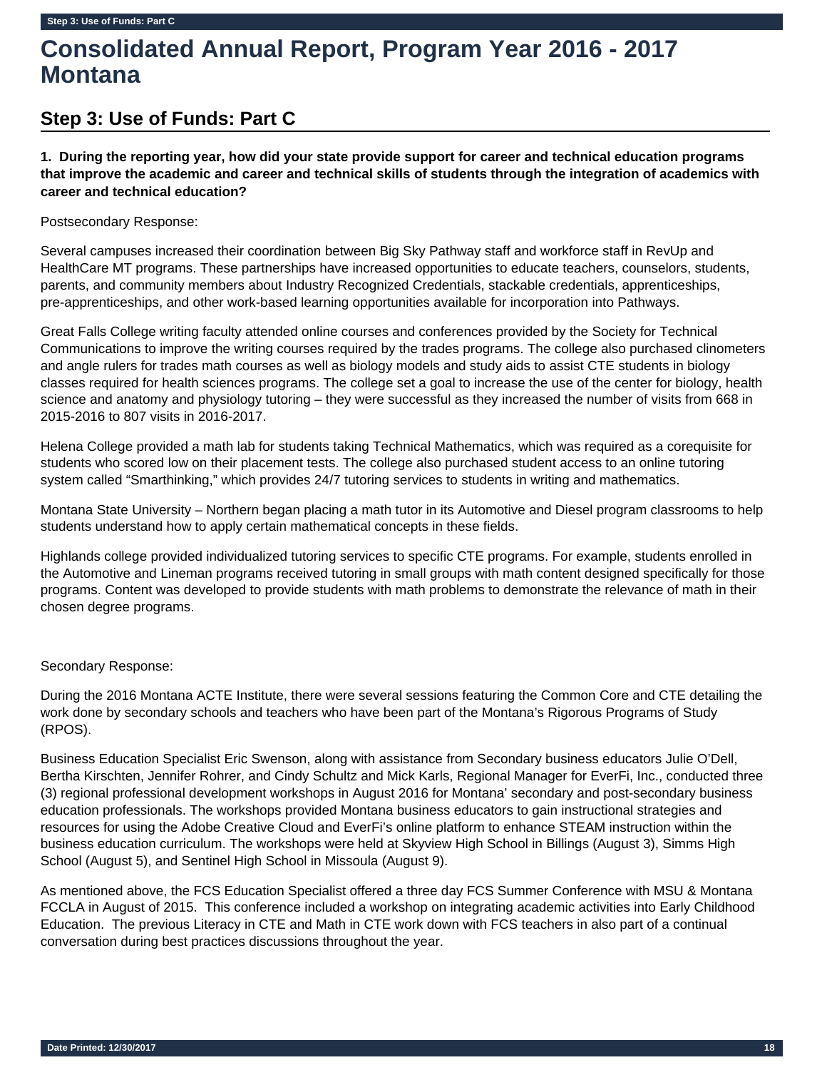# Consolidated Annual Report, Program Year 2016 - 2017 Montana

## Step 3: Use of Funds: Part C

**1. During the reporting year, how did your state provide support for career and technical education programs that improve the academic and career and technical skills of students through the integration of academics with career and technical education?**

Postsecondary Response:

Several campuses increased their coordination between Big Sky Pathway staff and workforce staff in RevUp and HealthCare MT programs. These partnerships have increased opportunities to educate teachers, counselors, students, parents, and community members about Industry Recognized Credentials, stackable credentials, apprenticeships, pre-apprenticeships, and other work-based learning opportunities available for incorporation into Pathways.

Great Falls College writing faculty attended online courses and conferences provided by the Society for Technical Communications to improve the writing courses required by the trades programs. The college also purchased clinometers and angle rulers for trades math courses as well as biology models and study aids to assist CTE students in biology classes required for health sciences programs. The college set a goal to increase the use of the center for biology, health science and anatomy and physiology tutoring – they were successful as they increased the number of visits from 668 in 2015-2016 to 807 visits in 2016-2017.

Helena College provided a math lab for students taking Technical Mathematics, which was required as a corequisite for students who scored low on their placement tests. The college also purchased student access to an online tutoring system called "Smarthinking," which provides 24/7 tutoring services to students in writing and mathematics.

Montana State University – Northern began placing a math tutor in its Automotive and Diesel program classrooms to help students understand how to apply certain mathematical concepts in these fields.

Highlands college provided individualized tutoring services to specific CTE programs. For example, students enrolled in the Automotive and Lineman programs received tutoring in small groups with math content designed specifically for those programs. Content was developed to provide students with math problems to demonstrate the relevance of math in their chosen degree programs.

Secondary Response:

During the 2016 Montana ACTE Institute, there were several sessions featuring the Common Core and CTE detailing the work done by secondary schools and teachers who have been part of the Montana's Rigorous Programs of Study (RPOS).

Business Education Specialist Eric Swenson, along with assistance from Secondary business educators Julie O'Dell, Bertha Kirschten, Jennifer Rohrer, and Cindy Schultz and Mick Karls, Regional Manager for EverFi, Inc., conducted three (3) regional professional development workshops in August 2016 for Montana' secondary and post-secondary business education professionals. The workshops provided Montana business educators to gain instructional strategies and resources for using the Adobe Creative Cloud and EverFi's online platform to enhance STEAM instruction within the business education curriculum. The workshops were held at Skyview High School in Billings (August 3), Simms High School (August 5), and Sentinel High School in Missoula (August 9).

As mentioned above, the FCS Education Specialist offered a three day FCS Summer Conference with MSU & Montana FCCLA in August of 2015. This conference included a workshop on integrating academic activities into Early Childhood Education. The previous Literacy in CTE and Math in CTE work down with FCS teachers in also part of a continual conversation during best practices discussions throughout the year.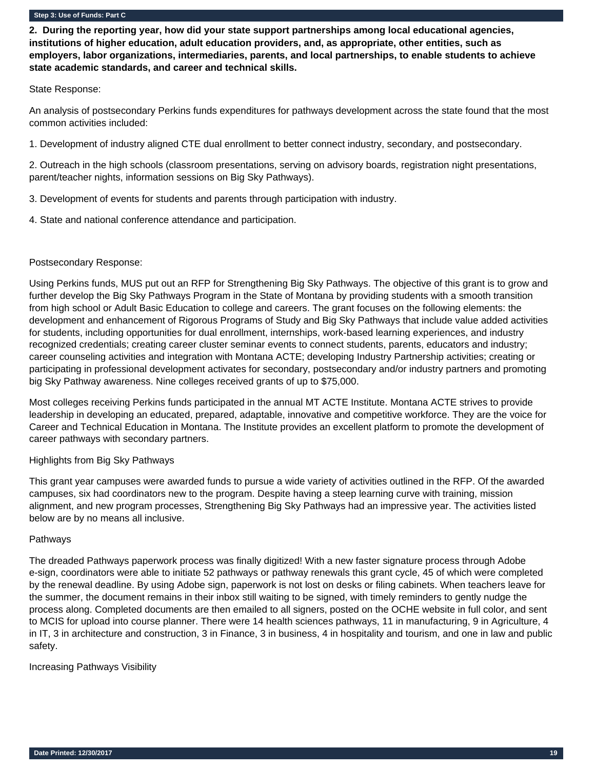**2. During the reporting year, how did your state support partnerships among local educational agencies, institutions of higher education, adult education providers, and, as appropriate, other entities, such as employers, labor organizations, intermediaries, parents, and local partnerships, to enable students to achieve state academic standards, and career and technical skills.**

State Response:

An analysis of postsecondary Perkins funds expenditures for pathways development across the state found that the most common activities included:

1. Development of industry aligned CTE dual enrollment to better connect industry, secondary, and postsecondary.

2. Outreach in the high schools (classroom presentations, serving on advisory boards, registration night presentations, parent/teacher nights, information sessions on Big Sky Pathways).

3. Development of events for students and parents through participation with industry.

4. State and national conference attendance and participation.

Postsecondary Response:

Using Perkins funds, MUS put out an RFP for Strengthening Big Sky Pathways. The objective of this grant is to grow and further develop the Big Sky Pathways Program in the State of Montana by providing students with a smooth transition from high school or Adult Basic Education to college and careers. The grant focuses on the following elements: the development and enhancement of Rigorous Programs of Study and Big Sky Pathways that include value added activities for students, including opportunities for dual enrollment, internships, work-based learning experiences, and industry recognized credentials; creating career cluster seminar events to connect students, parents, educators and industry; career counseling activities and integration with Montana ACTE; developing Industry Partnership activities; creating or participating in professional development activates for secondary, postsecondary and/or industry partners and promoting big Sky Pathway awareness. Nine colleges received grants of up to $75,000.

Most colleges receiving Perkins funds participated in the annual MT ACTE Institute. Montana ACTE strives to provide leadership in developing an educated, prepared, adaptable, innovative and competitive workforce. They are the voice for Career and Technical Education in Montana. The Institute provides an excellent platform to promote the development of career pathways with secondary partners.

Highlights from Big Sky Pathways

This grant year campuses were awarded funds to pursue a wide variety of activities outlined in the RFP. Of the awarded campuses, six had coordinators new to the program. Despite having a steep learning curve with training, mission alignment, and new program processes, Strengthening Big Sky Pathways had an impressive year. The activities listed below are by no means all inclusive.

Pathways

The dreaded Pathways paperwork process was finally digitized! With a new faster signature process through Adobe e-sign, coordinators were able to initiate 52 pathways or pathway renewals this grant cycle, 45 of which were completed by the renewal deadline. By using Adobe sign, paperwork is not lost on desks or filing cabinets. When teachers leave for the summer, the document remains in their inbox still waiting to be signed, with timely reminders to gently nudge the process along. Completed documents are then emailed to all signers, posted on the OCHE website in full color, and sent to MCIS for upload into course planner. There were 14 health sciences pathways, 11 in manufacturing, 9 in Agriculture, 4 in IT, 3 in architecture and construction, 3 in Finance, 3 in business, 4 in hospitality and tourism, and one in law and public safety.

Increasing Pathways Visibility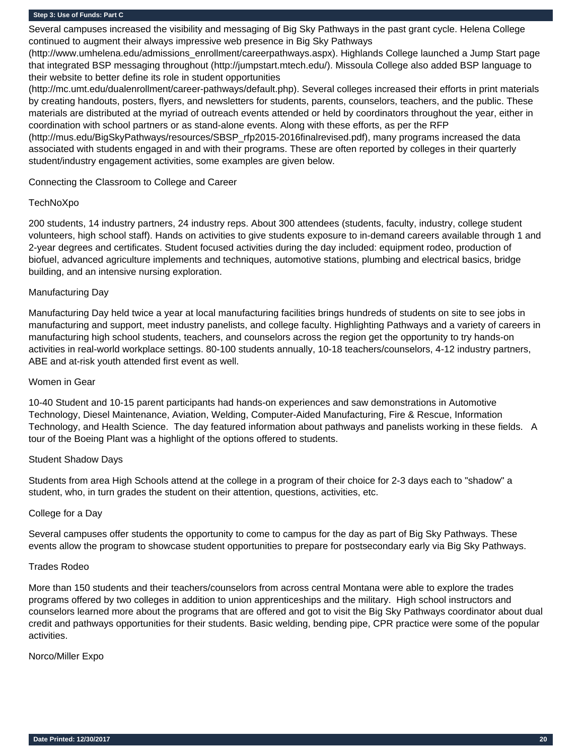## Step 3: Use of Funds: Part C

Several campuses increased the visibility and messaging of Big Sky Pathways in the past grant cycle. Helena College continued to augment their always impressive web presence in Big Sky Pathways (http://www.umhelena.edu/admissions_enrollment/careerpathways.aspx). Highlands College launched a Jump Start page that integrated BSP messaging throughout (http://jumpstart.mtech.edu/). Missoula College also added BSP language to their website to better define its role in student opportunities (http://mc.umt.edu/dualenrollment/career-pathways/default.php). Several colleges increased their efforts in print materials by creating handouts, posters, flyers, and newsletters for students, parents, counselors, teachers, and the public. These materials are distributed at the myriad of outreach events attended or held by coordinators throughout the year, either in coordination with school partners or as stand-alone events. Along with these efforts, as per the RFP (http://mus.edu/BigSkyPathways/resources/SBSP_rfp2015-2016finalrevised.pdf), many programs increased the data associated with students engaged in and with their programs. These are often reported by colleges in their quarterly student/industry engagement activities, some examples are given below.

Connecting the Classroom to College and Career

TechNoXpo

200 students, 14 industry partners, 24 industry reps. About 300 attendees (students, faculty, industry, college student volunteers, high school staff). Hands on activities to give students exposure to in-demand careers available through 1 and 2-year degrees and certificates. Student focused activities during the day included: equipment rodeo, production of biofuel, advanced agriculture implements and techniques, automotive stations, plumbing and electrical basics, bridge building, and an intensive nursing exploration.

Manufacturing Day

Manufacturing Day held twice a year at local manufacturing facilities brings hundreds of students on site to see jobs in manufacturing and support, meet industry panelists, and college faculty. Highlighting Pathways and a variety of careers in manufacturing high school students, teachers, and counselors across the region get the opportunity to try hands-on activities in real-world workplace settings. 80-100 students annually, 10-18 teachers/counselors, 4-12 industry partners, ABE and at-risk youth attended first event as well.

Women in Gear

10-40 Student and 10-15 parent participants had hands-on experiences and saw demonstrations in Automotive Technology, Diesel Maintenance, Aviation, Welding, Computer-Aided Manufacturing, Fire & Rescue, Information Technology, and Health Science. The day featured information about pathways and panelists working in these fields. A tour of the Boeing Plant was a highlight of the options offered to students.

Student Shadow Days

Students from area High Schools attend at the college in a program of their choice for 2-3 days each to "shadow" a student, who, in turn grades the student on their attention, questions, activities, etc.

College for a Day

Several campuses offer students the opportunity to come to campus for the day as part of Big Sky Pathways. These events allow the program to showcase student opportunities to prepare for postsecondary early via Big Sky Pathways.

Trades Rodeo

More than 150 students and their teachers/counselors from across central Montana were able to explore the trades programs offered by two colleges in addition to union apprenticeships and the military. High school instructors and counselors learned more about the programs that are offered and got to visit the Big Sky Pathways coordinator about dual credit and pathways opportunities for their students. Basic welding, bending pipe, CPR practice were some of the popular activities.

Norco/Miller Expo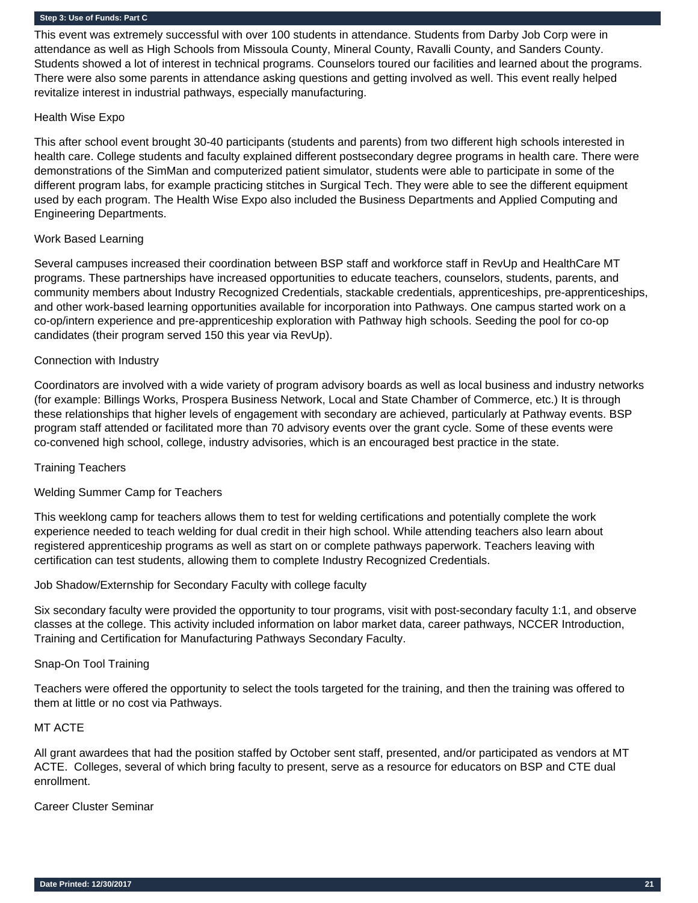This event was extremely successful with over 100 students in attendance. Students from Darby Job Corp were in attendance as well as High Schools from Missoula County, Mineral County, Ravalli County, and Sanders County. Students showed a lot of interest in technical programs. Counselors toured our facilities and learned about the programs. There were also some parents in attendance asking questions and getting involved as well. This event really helped revitalize interest in industrial pathways, especially manufacturing.

Health Wise Expo

This after school event brought 30-40 participants (students and parents) from two different high schools interested in health care. College students and faculty explained different postsecondary degree programs in health care. There were demonstrations of the SimMan and computerized patient simulator, students were able to participate in some of the different program labs, for example practicing stitches in Surgical Tech. They were able to see the different equipment used by each program. The Health Wise Expo also included the Business Departments and Applied Computing and Engineering Departments.

Work Based Learning

Several campuses increased their coordination between BSP staff and workforce staff in RevUp and HealthCare MT programs. These partnerships have increased opportunities to educate teachers, counselors, students, parents, and community members about Industry Recognized Credentials, stackable credentials, apprenticeships, pre-apprenticeships, and other work-based learning opportunities available for incorporation into Pathways. One campus started work on a co-op/intern experience and pre-apprenticeship exploration with Pathway high schools. Seeding the pool for co-op candidates (their program served 150 this year via RevUp).

Connection with Industry

Coordinators are involved with a wide variety of program advisory boards as well as local business and industry networks (for example: Billings Works, Prospera Business Network, Local and State Chamber of Commerce, etc.) It is through these relationships that higher levels of engagement with secondary are achieved, particularly at Pathway events. BSP program staff attended or facilitated more than 70 advisory events over the grant cycle. Some of these events were co-convened high school, college, industry advisories, which is an encouraged best practice in the state.

Training Teachers

Welding Summer Camp for Teachers

This weeklong camp for teachers allows them to test for welding certifications and potentially complete the work experience needed to teach welding for dual credit in their high school. While attending teachers also learn about registered apprenticeship programs as well as start on or complete pathways paperwork. Teachers leaving with certification can test students, allowing them to complete Industry Recognized Credentials.

Job Shadow/Externship for Secondary Faculty with college faculty

Six secondary faculty were provided the opportunity to tour programs, visit with post-secondary faculty 1:1, and observe classes at the college. This activity included information on labor market data, career pathways, NCCER Introduction, Training and Certification for Manufacturing Pathways Secondary Faculty.

Snap-On Tool Training

Teachers were offered the opportunity to select the tools targeted for the training, and then the training was offered to them at little or no cost via Pathways.

MT ACTE

All grant awardees that had the position staffed by October sent staff, presented, and/or participated as vendors at MT ACTE. Colleges, several of which bring faculty to present, serve as a resource for educators on BSP and CTE dual enrollment.

Career Cluster Seminar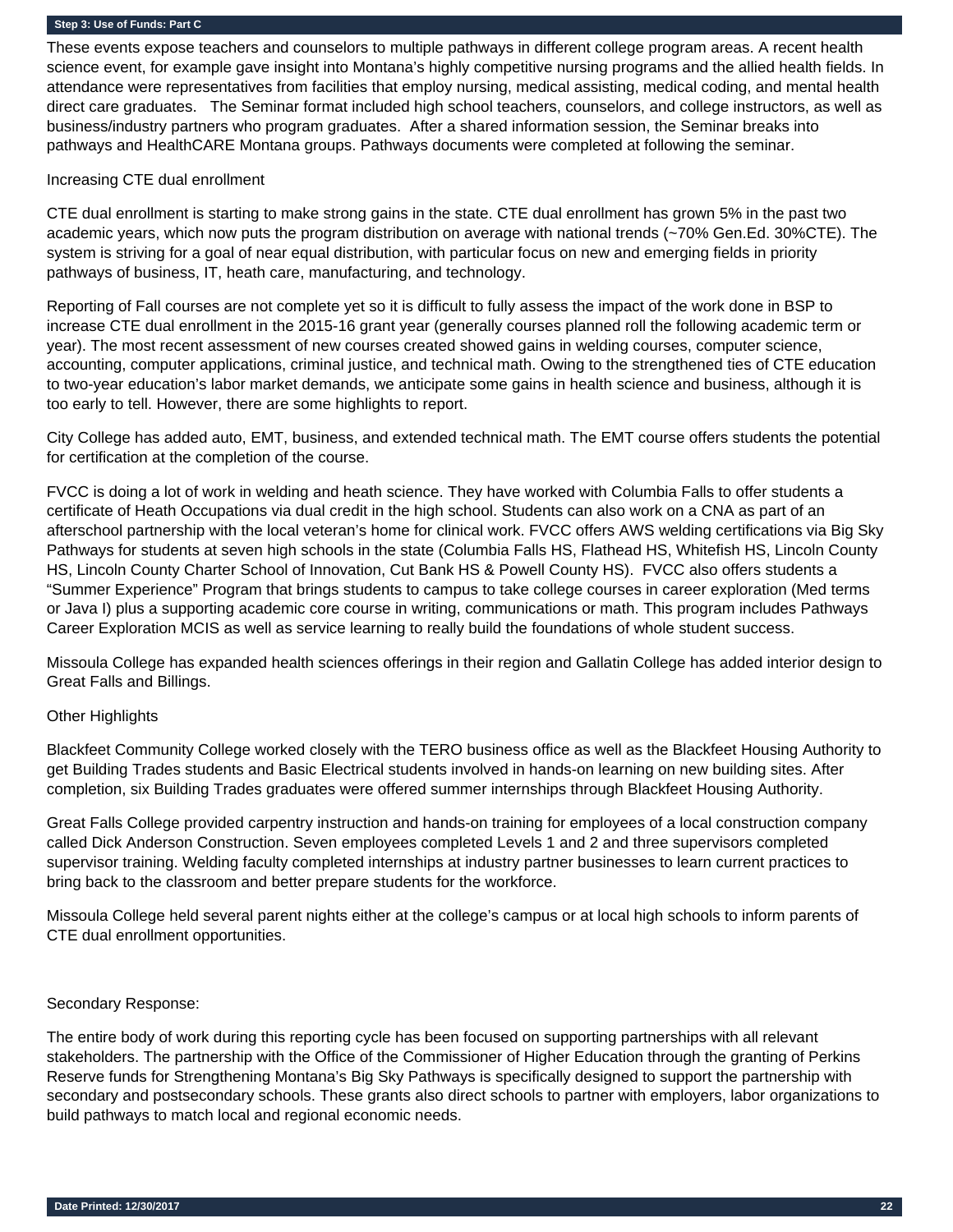**Step 3: Use of Funds: Part C**

These events expose teachers and counselors to multiple pathways in different college program areas. A recent health science event, for example gave insight into Montana's highly competitive nursing programs and the allied health fields. In attendance were representatives from facilities that employ nursing, medical assisting, medical coding, and mental health direct care graduates. The Seminar format included high school teachers, counselors, and college instructors, as well as business/industry partners who program graduates. After a shared information session, the Seminar breaks into pathways and HealthCARE Montana groups. Pathways documents were completed at following the seminar.

Increasing CTE dual enrollment

CTE dual enrollment is starting to make strong gains in the state. CTE dual enrollment has grown 5% in the past two academic years, which now puts the program distribution on average with national trends (~70% Gen.Ed. 30%CTE). The system is striving for a goal of near equal distribution, with particular focus on new and emerging fields in priority pathways of business, IT, heath care, manufacturing, and technology.

Reporting of Fall courses are not complete yet so it is difficult to fully assess the impact of the work done in BSP to increase CTE dual enrollment in the 2015-16 grant year (generally courses planned roll the following academic term or year). The most recent assessment of new courses created showed gains in welding courses, computer science, accounting, computer applications, criminal justice, and technical math. Owing to the strengthened ties of CTE education to two-year education's labor market demands, we anticipate some gains in health science and business, although it is too early to tell. However, there are some highlights to report.

City College has added auto, EMT, business, and extended technical math. The EMT course offers students the potential for certification at the completion of the course.

FVCC is doing a lot of work in welding and heath science. They have worked with Columbia Falls to offer students a certificate of Heath Occupations via dual credit in the high school. Students can also work on a CNA as part of an afterschool partnership with the local veteran's home for clinical work. FVCC offers AWS welding certifications via Big Sky Pathways for students at seven high schools in the state (Columbia Falls HS, Flathead HS, Whitefish HS, Lincoln County HS, Lincoln County Charter School of Innovation, Cut Bank HS & Powell County HS). FVCC also offers students a "Summer Experience" Program that brings students to campus to take college courses in career exploration (Med terms or Java I) plus a supporting academic core course in writing, communications or math. This program includes Pathways Career Exploration MCIS as well as service learning to really build the foundations of whole student success.

Missoula College has expanded health sciences offerings in their region and Gallatin College has added interior design to Great Falls and Billings.

Other Highlights

Blackfeet Community College worked closely with the TERO business office as well as the Blackfeet Housing Authority to get Building Trades students and Basic Electrical students involved in hands-on learning on new building sites. After completion, six Building Trades graduates were offered summer internships through Blackfeet Housing Authority.

Great Falls College provided carpentry instruction and hands-on training for employees of a local construction company called Dick Anderson Construction. Seven employees completed Levels 1 and 2 and three supervisors completed supervisor training. Welding faculty completed internships at industry partner businesses to learn current practices to bring back to the classroom and better prepare students for the workforce.

Missoula College held several parent nights either at the college's campus or at local high schools to inform parents of CTE dual enrollment opportunities.

Secondary Response:

The entire body of work during this reporting cycle has been focused on supporting partnerships with all relevant stakeholders. The partnership with the Office of the Commissioner of Higher Education through the granting of Perkins Reserve funds for Strengthening Montana's Big Sky Pathways is specifically designed to support the partnership with secondary and postsecondary schools. These grants also direct schools to partner with employers, labor organizations to build pathways to match local and regional economic needs.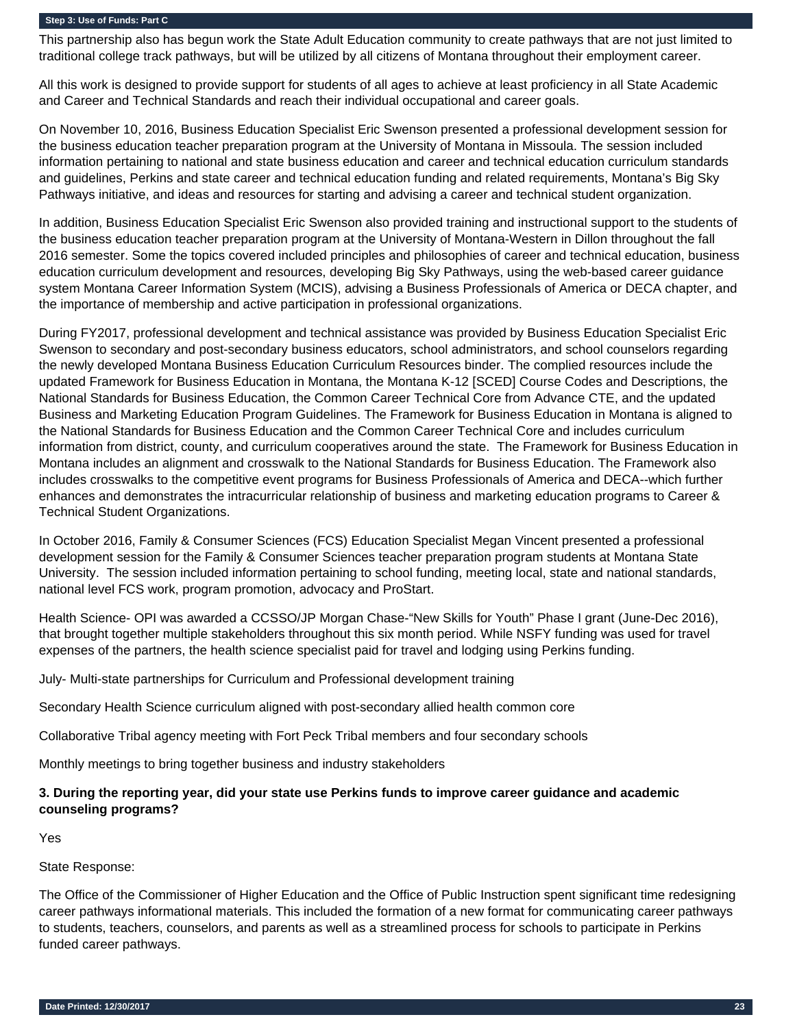This partnership also has begun work the State Adult Education community to create pathways that are not just limited to traditional college track pathways, but will be utilized by all citizens of Montana throughout their employment career.

All this work is designed to provide support for students of all ages to achieve at least proficiency in all State Academic and Career and Technical Standards and reach their individual occupational and career goals.

On November 10, 2016, Business Education Specialist Eric Swenson presented a professional development session for the business education teacher preparation program at the University of Montana in Missoula. The session included information pertaining to national and state business education and career and technical education curriculum standards and guidelines, Perkins and state career and technical education funding and related requirements, Montana's Big Sky Pathways initiative, and ideas and resources for starting and advising a career and technical student organization.

In addition, Business Education Specialist Eric Swenson also provided training and instructional support to the students of the business education teacher preparation program at the University of Montana-Western in Dillon throughout the fall 2016 semester. Some the topics covered included principles and philosophies of career and technical education, business education curriculum development and resources, developing Big Sky Pathways, using the web-based career guidance system Montana Career Information System (MCIS), advising a Business Professionals of America or DECA chapter, and the importance of membership and active participation in professional organizations.

During FY2017, professional development and technical assistance was provided by Business Education Specialist Eric Swenson to secondary and post-secondary business educators, school administrators, and school counselors regarding the newly developed Montana Business Education Curriculum Resources binder. The complied resources include the updated Framework for Business Education in Montana, the Montana K-12 [SCED] Course Codes and Descriptions, the National Standards for Business Education, the Common Career Technical Core from Advance CTE, and the updated Business and Marketing Education Program Guidelines. The Framework for Business Education in Montana is aligned to the National Standards for Business Education and the Common Career Technical Core and includes curriculum information from district, county, and curriculum cooperatives around the state. The Framework for Business Education in Montana includes an alignment and crosswalk to the National Standards for Business Education. The Framework also includes crosswalks to the competitive event programs for Business Professionals of America and DECA--which further enhances and demonstrates the intracurricular relationship of business and marketing education programs to Career & Technical Student Organizations.

In October 2016, Family & Consumer Sciences (FCS) Education Specialist Megan Vincent presented a professional development session for the Family & Consumer Sciences teacher preparation program students at Montana State University. The session included information pertaining to school funding, meeting local, state and national standards, national level FCS work, program promotion, advocacy and ProStart.

Health Science- OPI was awarded a CCSSO/JP Morgan Chase-"New Skills for Youth" Phase I grant (June-Dec 2016), that brought together multiple stakeholders throughout this six month period. While NSFY funding was used for travel expenses of the partners, the health science specialist paid for travel and lodging using Perkins funding.

July- Multi-state partnerships for Curriculum and Professional development training

Secondary Health Science curriculum aligned with post-secondary allied health common core

Collaborative Tribal agency meeting with Fort Peck Tribal members and four secondary schools

Monthly meetings to bring together business and industry stakeholders

**3. During the reporting year, did your state use Perkins funds to improve career guidance and academic counseling programs?**

Yes

State Response:

The Office of the Commissioner of Higher Education and the Office of Public Instruction spent significant time redesigning career pathways informational materials. This included the formation of a new format for communicating career pathways to students, teachers, counselors, and parents as well as a streamlined process for schools to participate in Perkins funded career pathways.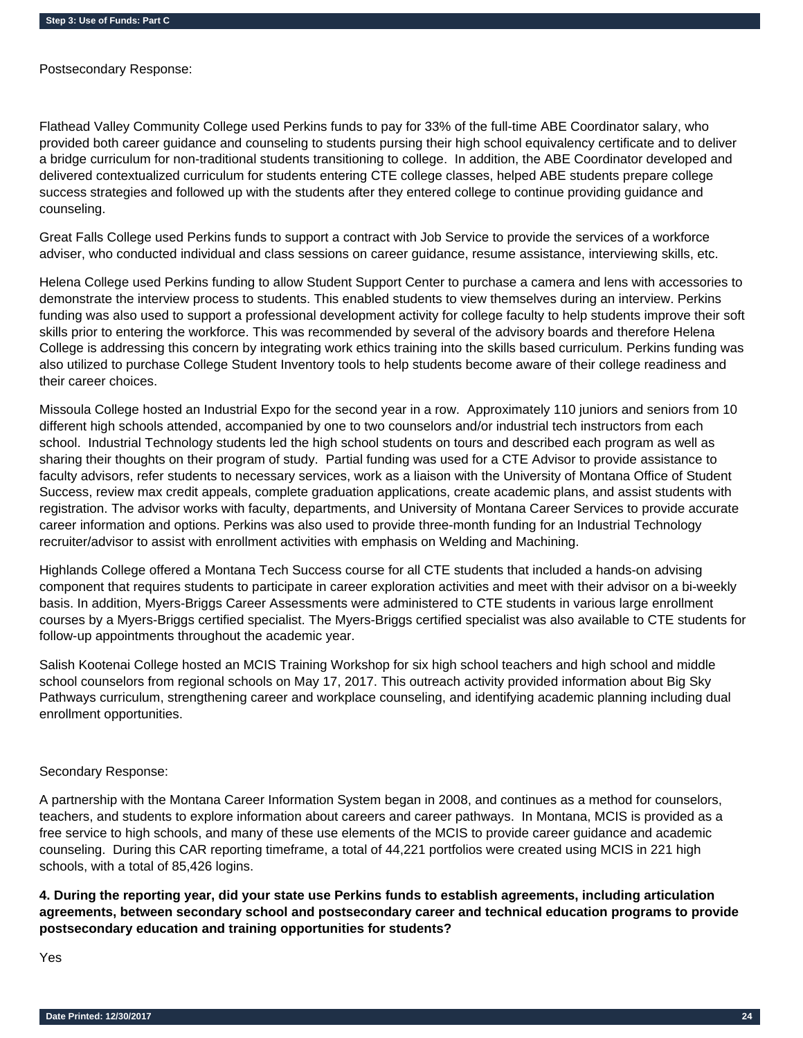Postsecondary Response:

Flathead Valley Community College used Perkins funds to pay for 33% of the full-time ABE Coordinator salary, who provided both career guidance and counseling to students pursing their high school equivalency certificate and to deliver a bridge curriculum for non-traditional students transitioning to college.  In addition, the ABE Coordinator developed and delivered contextualized curriculum for students entering CTE college classes, helped ABE students prepare college success strategies and followed up with the students after they entered college to continue providing guidance and counseling.

Great Falls College used Perkins funds to support a contract with Job Service to provide the services of a workforce adviser, who conducted individual and class sessions on career guidance, resume assistance, interviewing skills, etc.

Helena College used Perkins funding to allow Student Support Center to purchase a camera and lens with accessories to demonstrate the interview process to students. This enabled students to view themselves during an interview. Perkins funding was also used to support a professional development activity for college faculty to help students improve their soft skills prior to entering the workforce. This was recommended by several of the advisory boards and therefore Helena College is addressing this concern by integrating work ethics training into the skills based curriculum. Perkins funding was also utilized to purchase College Student Inventory tools to help students become aware of their college readiness and their career choices.

Missoula College hosted an Industrial Expo for the second year in a row.  Approximately 110 juniors and seniors from 10 different high schools attended, accompanied by one to two counselors and/or industrial tech instructors from each school.  Industrial Technology students led the high school students on tours and described each program as well as sharing their thoughts on their program of study.  Partial funding was used for a CTE Advisor to provide assistance to faculty advisors, refer students to necessary services, work as a liaison with the University of Montana Office of Student Success, review max credit appeals, complete graduation applications, create academic plans, and assist students with registration. The advisor works with faculty, departments, and University of Montana Career Services to provide accurate career information and options. Perkins was also used to provide three-month funding for an Industrial Technology recruiter/advisor to assist with enrollment activities with emphasis on Welding and Machining.

Highlands College offered a Montana Tech Success course for all CTE students that included a hands-on advising component that requires students to participate in career exploration activities and meet with their advisor on a bi-weekly basis. In addition, Myers-Briggs Career Assessments were administered to CTE students in various large enrollment courses by a Myers-Briggs certified specialist. The Myers-Briggs certified specialist was also available to CTE students for follow-up appointments throughout the academic year.

Salish Kootenai College hosted an MCIS Training Workshop for six high school teachers and high school and middle school counselors from regional schools on May 17, 2017. This outreach activity provided information about Big Sky Pathways curriculum, strengthening career and workplace counseling, and identifying academic planning including dual enrollment opportunities.

Secondary Response:

A partnership with the Montana Career Information System began in 2008, and continues as a method for counselors, teachers, and students to explore information about careers and career pathways.  In Montana, MCIS is provided as a free service to high schools, and many of these use elements of the MCIS to provide career guidance and academic counseling.  During this CAR reporting timeframe, a total of 44,221 portfolios were created using MCIS in 221 high schools, with a total of 85,426 logins.

**4. During the reporting year, did your state use Perkins funds to establish agreements, including articulation agreements, between secondary school and postsecondary career and technical education programs to provide postsecondary education and training opportunities for students?**

Yes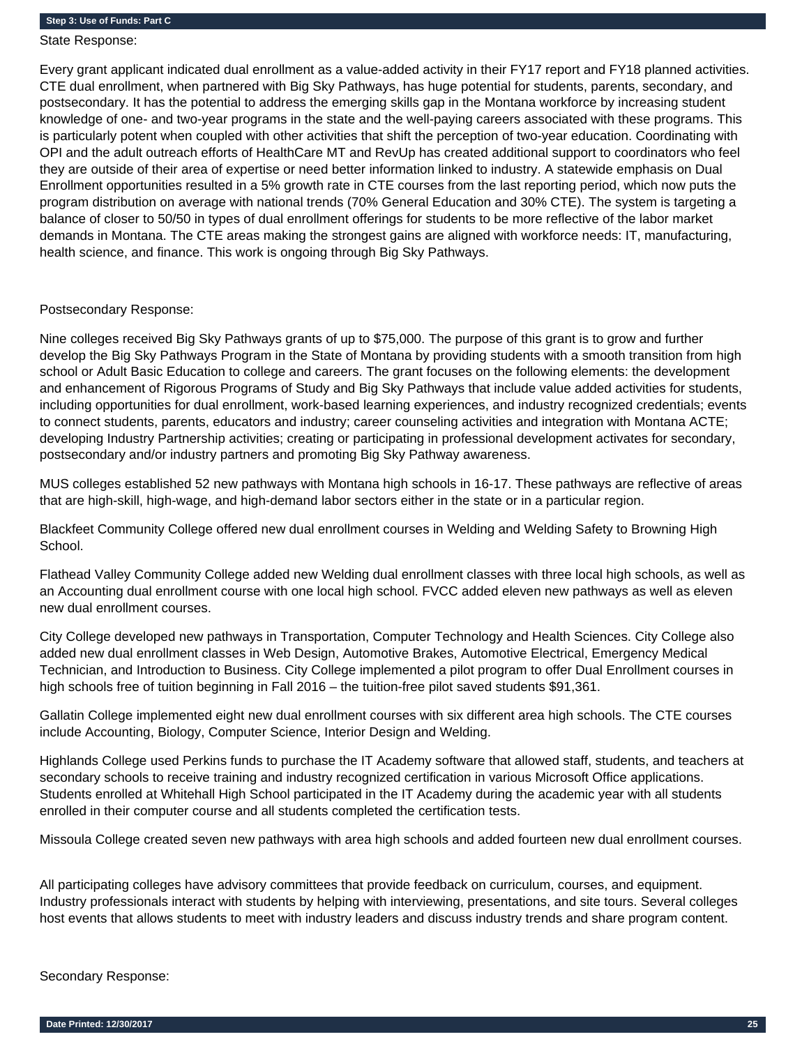### Step 3: Use of Funds: Part C

State Response:

Every grant applicant indicated dual enrollment as a value-added activity in their FY17 report and FY18 planned activities. CTE dual enrollment, when partnered with Big Sky Pathways, has huge potential for students, parents, secondary, and postsecondary. It has the potential to address the emerging skills gap in the Montana workforce by increasing student knowledge of one- and two-year programs in the state and the well-paying careers associated with these programs. This is particularly potent when coupled with other activities that shift the perception of two-year education. Coordinating with OPI and the adult outreach efforts of HealthCare MT and RevUp has created additional support to coordinators who feel they are outside of their area of expertise or need better information linked to industry. A statewide emphasis on Dual Enrollment opportunities resulted in a 5% growth rate in CTE courses from the last reporting period, which now puts the program distribution on average with national trends (70% General Education and 30% CTE). The system is targeting a balance of closer to 50/50 in types of dual enrollment offerings for students to be more reflective of the labor market demands in Montana. The CTE areas making the strongest gains are aligned with workforce needs: IT, manufacturing, health science, and finance. This work is ongoing through Big Sky Pathways.

Postsecondary Response:

Nine colleges received Big Sky Pathways grants of up to $75,000. The purpose of this grant is to grow and further develop the Big Sky Pathways Program in the State of Montana by providing students with a smooth transition from high school or Adult Basic Education to college and careers. The grant focuses on the following elements: the development and enhancement of Rigorous Programs of Study and Big Sky Pathways that include value added activities for students, including opportunities for dual enrollment, work-based learning experiences, and industry recognized credentials; events to connect students, parents, educators and industry; career counseling activities and integration with Montana ACTE; developing Industry Partnership activities; creating or participating in professional development activates for secondary, postsecondary and/or industry partners and promoting Big Sky Pathway awareness.

MUS colleges established 52 new pathways with Montana high schools in 16-17. These pathways are reflective of areas that are high-skill, high-wage, and high-demand labor sectors either in the state or in a particular region.

Blackfeet Community College offered new dual enrollment courses in Welding and Welding Safety to Browning High School.

Flathead Valley Community College added new Welding dual enrollment classes with three local high schools, as well as an Accounting dual enrollment course with one local high school. FVCC added eleven new pathways as well as eleven new dual enrollment courses.

City College developed new pathways in Transportation, Computer Technology and Health Sciences. City College also added new dual enrollment classes in Web Design, Automotive Brakes, Automotive Electrical, Emergency Medical Technician, and Introduction to Business. City College implemented a pilot program to offer Dual Enrollment courses in high schools free of tuition beginning in Fall 2016 – the tuition-free pilot saved students $91,361.

Gallatin College implemented eight new dual enrollment courses with six different area high schools. The CTE courses include Accounting, Biology, Computer Science, Interior Design and Welding.

Highlands College used Perkins funds to purchase the IT Academy software that allowed staff, students, and teachers at secondary schools to receive training and industry recognized certification in various Microsoft Office applications. Students enrolled at Whitehall High School participated in the IT Academy during the academic year with all students enrolled in their computer course and all students completed the certification tests.

Missoula College created seven new pathways with area high schools and added fourteen new dual enrollment courses.

All participating colleges have advisory committees that provide feedback on curriculum, courses, and equipment. Industry professionals interact with students by helping with interviewing, presentations, and site tours. Several colleges host events that allows students to meet with industry leaders and discuss industry trends and share program content.

Secondary Response: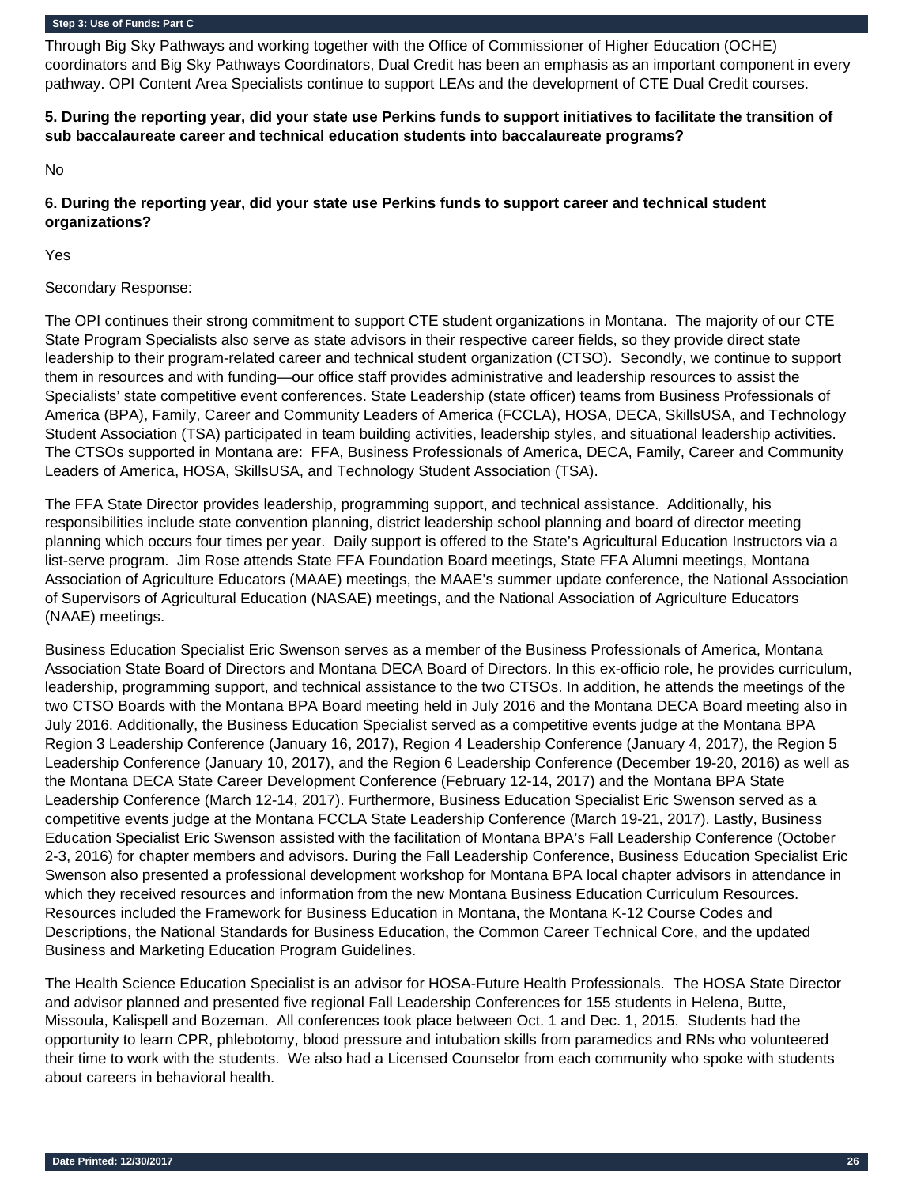Through Big Sky Pathways and working together with the Office of Commissioner of Higher Education (OCHE) coordinators and Big Sky Pathways Coordinators, Dual Credit has been an emphasis as an important component in every pathway. OPI Content Area Specialists continue to support LEAs and the development of CTE Dual Credit courses.

**5. During the reporting year, did your state use Perkins funds to support initiatives to facilitate the transition of sub baccalaureate career and technical education students into baccalaureate programs?**

No

**6. During the reporting year, did your state use Perkins funds to support career and technical student organizations?**

Yes

Secondary Response:

The OPI continues their strong commitment to support CTE student organizations in Montana. The majority of our CTE State Program Specialists also serve as state advisors in their respective career fields, so they provide direct state leadership to their program-related career and technical student organization (CTSO). Secondly, we continue to support them in resources and with funding—our office staff provides administrative and leadership resources to assist the Specialists' state competitive event conferences. State Leadership (state officer) teams from Business Professionals of America (BPA), Family, Career and Community Leaders of America (FCCLA), HOSA, DECA, SkillsUSA, and Technology Student Association (TSA) participated in team building activities, leadership styles, and situational leadership activities. The CTSOs supported in Montana are: FFA, Business Professionals of America, DECA, Family, Career and Community Leaders of America, HOSA, SkillsUSA, and Technology Student Association (TSA).

The FFA State Director provides leadership, programming support, and technical assistance. Additionally, his responsibilities include state convention planning, district leadership school planning and board of director meeting planning which occurs four times per year. Daily support is offered to the State's Agricultural Education Instructors via a list-serve program. Jim Rose attends State FFA Foundation Board meetings, State FFA Alumni meetings, Montana Association of Agriculture Educators (MAAE) meetings, the MAAE's summer update conference, the National Association of Supervisors of Agricultural Education (NASAE) meetings, and the National Association of Agriculture Educators (NAAE) meetings.

Business Education Specialist Eric Swenson serves as a member of the Business Professionals of America, Montana Association State Board of Directors and Montana DECA Board of Directors. In this ex-officio role, he provides curriculum, leadership, programming support, and technical assistance to the two CTSOs. In addition, he attends the meetings of the two CTSO Boards with the Montana BPA Board meeting held in July 2016 and the Montana DECA Board meeting also in July 2016. Additionally, the Business Education Specialist served as a competitive events judge at the Montana BPA Region 3 Leadership Conference (January 16, 2017), Region 4 Leadership Conference (January 4, 2017), the Region 5 Leadership Conference (January 10, 2017), and the Region 6 Leadership Conference (December 19-20, 2016) as well as the Montana DECA State Career Development Conference (February 12-14, 2017) and the Montana BPA State Leadership Conference (March 12-14, 2017). Furthermore, Business Education Specialist Eric Swenson served as a competitive events judge at the Montana FCCLA State Leadership Conference (March 19-21, 2017). Lastly, Business Education Specialist Eric Swenson assisted with the facilitation of Montana BPA's Fall Leadership Conference (October 2-3, 2016) for chapter members and advisors. During the Fall Leadership Conference, Business Education Specialist Eric Swenson also presented a professional development workshop for Montana BPA local chapter advisors in attendance in which they received resources and information from the new Montana Business Education Curriculum Resources. Resources included the Framework for Business Education in Montana, the Montana K-12 Course Codes and Descriptions, the National Standards for Business Education, the Common Career Technical Core, and the updated Business and Marketing Education Program Guidelines.

The Health Science Education Specialist is an advisor for HOSA-Future Health Professionals. The HOSA State Director and advisor planned and presented five regional Fall Leadership Conferences for 155 students in Helena, Butte, Missoula, Kalispell and Bozeman. All conferences took place between Oct. 1 and Dec. 1, 2015. Students had the opportunity to learn CPR, phlebotomy, blood pressure and intubation skills from paramedics and RNs who volunteered their time to work with the students. We also had a Licensed Counselor from each community who spoke with students about careers in behavioral health.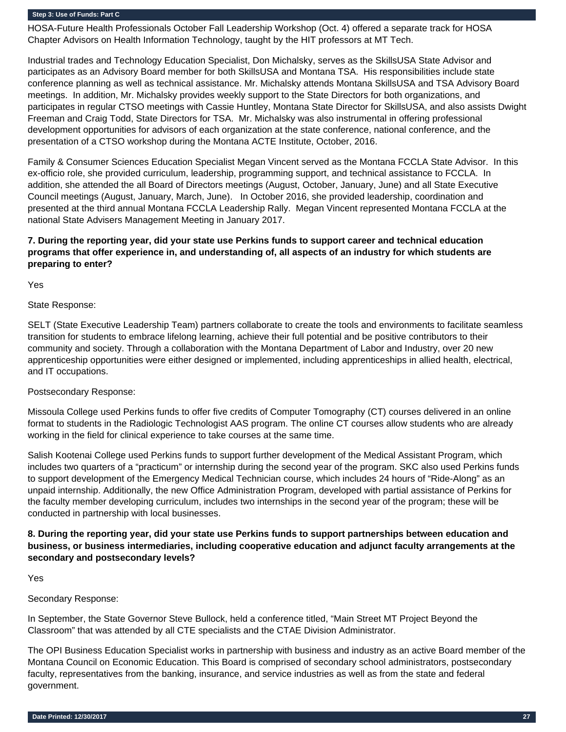HOSA-Future Health Professionals October Fall Leadership Workshop (Oct. 4) offered a separate track for HOSA Chapter Advisors on Health Information Technology, taught by the HIT professors at MT Tech.

Industrial trades and Technology Education Specialist, Don Michalsky, serves as the SkillsUSA State Advisor and participates as an Advisory Board member for both SkillsUSA and Montana TSA. His responsibilities include state conference planning as well as technical assistance. Mr. Michalsky attends Montana SkillsUSA and TSA Advisory Board meetings. In addition, Mr. Michalsky provides weekly support to the State Directors for both organizations, and participates in regular CTSO meetings with Cassie Huntley, Montana State Director for SkillsUSA, and also assists Dwight Freeman and Craig Todd, State Directors for TSA. Mr. Michalsky was also instrumental in offering professional development opportunities for advisors of each organization at the state conference, national conference, and the presentation of a CTSO workshop during the Montana ACTE Institute, October, 2016.

Family & Consumer Sciences Education Specialist Megan Vincent served as the Montana FCCLA State Advisor. In this ex-officio role, she provided curriculum, leadership, programming support, and technical assistance to FCCLA. In addition, she attended the all Board of Directors meetings (August, October, January, June) and all State Executive Council meetings (August, January, March, June). In October 2016, she provided leadership, coordination and presented at the third annual Montana FCCLA Leadership Rally. Megan Vincent represented Montana FCCLA at the national State Advisers Management Meeting in January 2017.

**7. During the reporting year, did your state use Perkins funds to support career and technical education programs that offer experience in, and understanding of, all aspects of an industry for which students are preparing to enter?**

Yes

State Response:

SELT (State Executive Leadership Team) partners collaborate to create the tools and environments to facilitate seamless transition for students to embrace lifelong learning, achieve their full potential and be positive contributors to their community and society. Through a collaboration with the Montana Department of Labor and Industry, over 20 new apprenticeship opportunities were either designed or implemented, including apprenticeships in allied health, electrical, and IT occupations.

Postsecondary Response:

Missoula College used Perkins funds to offer five credits of Computer Tomography (CT) courses delivered in an online format to students in the Radiologic Technologist AAS program. The online CT courses allow students who are already working in the field for clinical experience to take courses at the same time.

Salish Kootenai College used Perkins funds to support further development of the Medical Assistant Program, which includes two quarters of a "practicum" or internship during the second year of the program. SKC also used Perkins funds to support development of the Emergency Medical Technician course, which includes 24 hours of "Ride-Along" as an unpaid internship. Additionally, the new Office Administration Program, developed with partial assistance of Perkins for the faculty member developing curriculum, includes two internships in the second year of the program; these will be conducted in partnership with local businesses.

**8. During the reporting year, did your state use Perkins funds to support partnerships between education and business, or business intermediaries, including cooperative education and adjunct faculty arrangements at the secondary and postsecondary levels?**

Yes

Secondary Response:

In September, the State Governor Steve Bullock, held a conference titled, "Main Street MT Project Beyond the Classroom" that was attended by all CTE specialists and the CTAE Division Administrator.

The OPI Business Education Specialist works in partnership with business and industry as an active Board member of the Montana Council on Economic Education. This Board is comprised of secondary school administrators, postsecondary faculty, representatives from the banking, insurance, and service industries as well as from the state and federal government.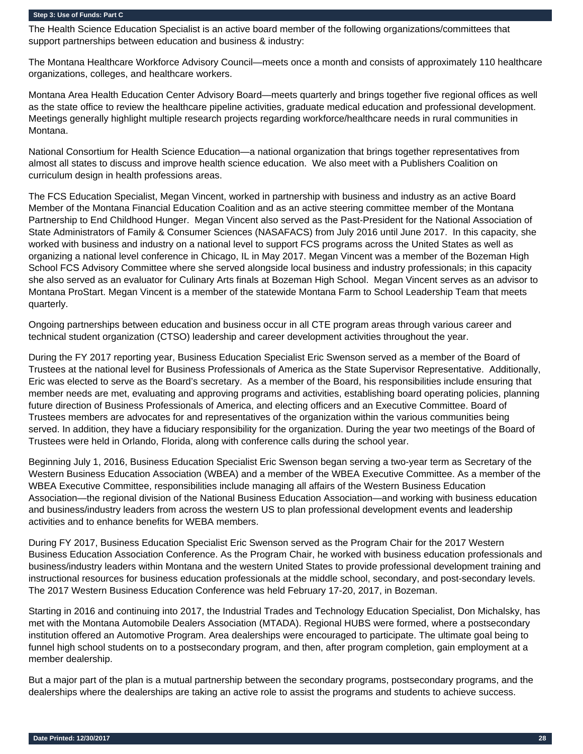**Step 3: Use of Funds: Part C**

The Health Science Education Specialist is an active board member of the following organizations/committees that support partnerships between education and business & industry:

The Montana Healthcare Workforce Advisory Council—meets once a month and consists of approximately 110 healthcare organizations, colleges, and healthcare workers.

Montana Area Health Education Center Advisory Board—meets quarterly and brings together five regional offices as well as the state office to review the healthcare pipeline activities, graduate medical education and professional development. Meetings generally highlight multiple research projects regarding workforce/healthcare needs in rural communities in Montana.

National Consortium for Health Science Education—a national organization that brings together representatives from almost all states to discuss and improve health science education. We also meet with a Publishers Coalition on curriculum design in health professions areas.

The FCS Education Specialist, Megan Vincent, worked in partnership with business and industry as an active Board Member of the Montana Financial Education Coalition and as an active steering committee member of the Montana Partnership to End Childhood Hunger. Megan Vincent also served as the Past-President for the National Association of State Administrators of Family & Consumer Sciences (NASAFACS) from July 2016 until June 2017. In this capacity, she worked with business and industry on a national level to support FCS programs across the United States as well as organizing a national level conference in Chicago, IL in May 2017. Megan Vincent was a member of the Bozeman High School FCS Advisory Committee where she served alongside local business and industry professionals; in this capacity she also served as an evaluator for Culinary Arts finals at Bozeman High School. Megan Vincent serves as an advisor to Montana ProStart. Megan Vincent is a member of the statewide Montana Farm to School Leadership Team that meets quarterly.

Ongoing partnerships between education and business occur in all CTE program areas through various career and technical student organization (CTSO) leadership and career development activities throughout the year.

During the FY 2017 reporting year, Business Education Specialist Eric Swenson served as a member of the Board of Trustees at the national level for Business Professionals of America as the State Supervisor Representative. Additionally, Eric was elected to serve as the Board's secretary. As a member of the Board, his responsibilities include ensuring that member needs are met, evaluating and approving programs and activities, establishing board operating policies, planning future direction of Business Professionals of America, and electing officers and an Executive Committee. Board of Trustees members are advocates for and representatives of the organization within the various communities being served. In addition, they have a fiduciary responsibility for the organization. During the year two meetings of the Board of Trustees were held in Orlando, Florida, along with conference calls during the school year.

Beginning July 1, 2016, Business Education Specialist Eric Swenson began serving a two-year term as Secretary of the Western Business Education Association (WBEA) and a member of the WBEA Executive Committee. As a member of the WBEA Executive Committee, responsibilities include managing all affairs of the Western Business Education Association—the regional division of the National Business Education Association—and working with business education and business/industry leaders from across the western US to plan professional development events and leadership activities and to enhance benefits for WEBA members.

During FY 2017, Business Education Specialist Eric Swenson served as the Program Chair for the 2017 Western Business Education Association Conference. As the Program Chair, he worked with business education professionals and business/industry leaders within Montana and the western United States to provide professional development training and instructional resources for business education professionals at the middle school, secondary, and post-secondary levels. The 2017 Western Business Education Conference was held February 17-20, 2017, in Bozeman.

Starting in 2016 and continuing into 2017, the Industrial Trades and Technology Education Specialist, Don Michalsky, has met with the Montana Automobile Dealers Association (MTADA). Regional HUBS were formed, where a postsecondary institution offered an Automotive Program. Area dealerships were encouraged to participate. The ultimate goal being to funnel high school students on to a postsecondary program, and then, after program completion, gain employment at a member dealership.

But a major part of the plan is a mutual partnership between the secondary programs, postsecondary programs, and the dealerships where the dealerships are taking an active role to assist the programs and students to achieve success.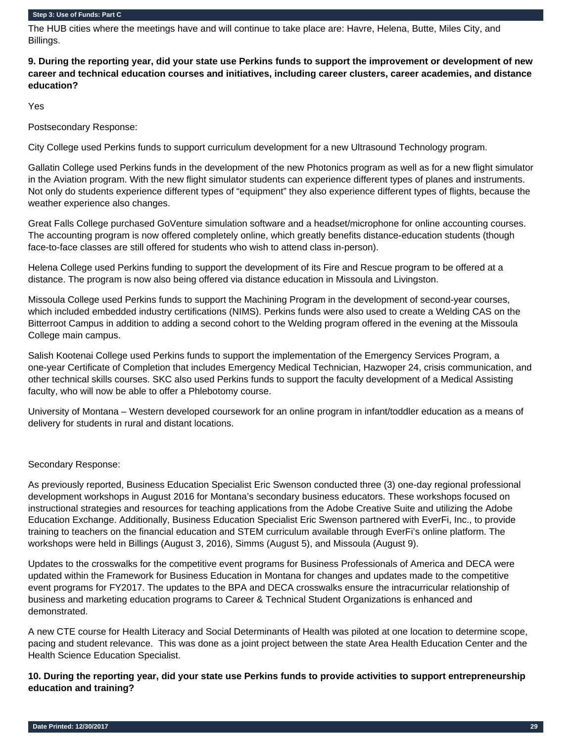The HUB cities where the meetings have and will continue to take place are: Havre, Helena, Butte, Miles City, and Billings.

**9. During the reporting year, did your state use Perkins funds to support the improvement or development of new career and technical education courses and initiatives, including career clusters, career academies, and distance education?**

Yes

Postsecondary Response:

City College used Perkins funds to support curriculum development for a new Ultrasound Technology program.

Gallatin College used Perkins funds in the development of the new Photonics program as well as for a new flight simulator in the Aviation program. With the new flight simulator students can experience different types of planes and instruments. Not only do students experience different types of "equipment" they also experience different types of flights, because the weather experience also changes.

Great Falls College purchased GoVenture simulation software and a headset/microphone for online accounting courses. The accounting program is now offered completely online, which greatly benefits distance-education students (though face-to-face classes are still offered for students who wish to attend class in-person).

Helena College used Perkins funding to support the development of its Fire and Rescue program to be offered at a distance. The program is now also being offered via distance education in Missoula and Livingston.

Missoula College used Perkins funds to support the Machining Program in the development of second-year courses, which included embedded industry certifications (NIMS). Perkins funds were also used to create a Welding CAS on the Bitterroot Campus in addition to adding a second cohort to the Welding program offered in the evening at the Missoula College main campus.

Salish Kootenai College used Perkins funds to support the implementation of the Emergency Services Program, a one-year Certificate of Completion that includes Emergency Medical Technician, Hazwoper 24, crisis communication, and other technical skills courses. SKC also used Perkins funds to support the faculty development of a Medical Assisting faculty, who will now be able to offer a Phlebotomy course.

University of Montana – Western developed coursework for an online program in infant/toddler education as a means of delivery for students in rural and distant locations.

Secondary Response:

As previously reported, Business Education Specialist Eric Swenson conducted three (3) one-day regional professional development workshops in August 2016 for Montana's secondary business educators. These workshops focused on instructional strategies and resources for teaching applications from the Adobe Creative Suite and utilizing the Adobe Education Exchange. Additionally, Business Education Specialist Eric Swenson partnered with EverFi, Inc., to provide training to teachers on the financial education and STEM curriculum available through EverFi's online platform. The workshops were held in Billings (August 3, 2016), Simms (August 5), and Missoula (August 9).

Updates to the crosswalks for the competitive event programs for Business Professionals of America and DECA were updated within the Framework for Business Education in Montana for changes and updates made to the competitive event programs for FY2017. The updates to the BPA and DECA crosswalks ensure the intracurricular relationship of business and marketing education programs to Career & Technical Student Organizations is enhanced and demonstrated.

A new CTE course for Health Literacy and Social Determinants of Health was piloted at one location to determine scope, pacing and student relevance. This was done as a joint project between the state Area Health Education Center and the Health Science Education Specialist.

**10. During the reporting year, did your state use Perkins funds to provide activities to support entrepreneurship education and training?**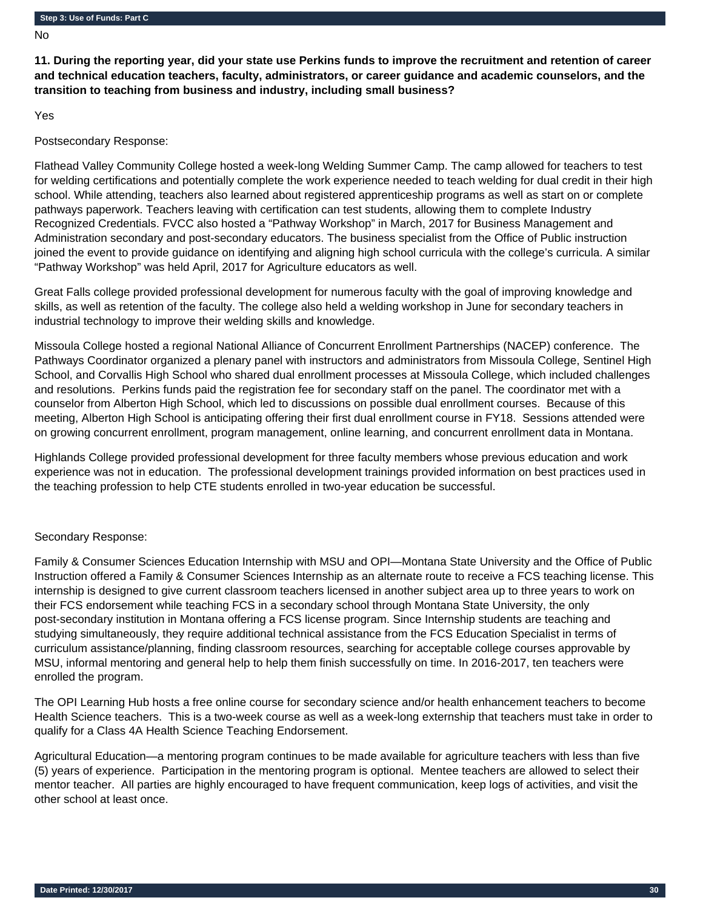No

**11. During the reporting year, did your state use Perkins funds to improve the recruitment and retention of career and technical education teachers, faculty, administrators, or career guidance and academic counselors, and the transition to teaching from business and industry, including small business?**

Yes

Postsecondary Response:

Flathead Valley Community College hosted a week-long Welding Summer Camp. The camp allowed for teachers to test for welding certifications and potentially complete the work experience needed to teach welding for dual credit in their high school. While attending, teachers also learned about registered apprenticeship programs as well as start on or complete pathways paperwork. Teachers leaving with certification can test students, allowing them to complete Industry Recognized Credentials. FVCC also hosted a "Pathway Workshop" in March, 2017 for Business Management and Administration secondary and post-secondary educators. The business specialist from the Office of Public instruction joined the event to provide guidance on identifying and aligning high school curricula with the college's curricula. A similar "Pathway Workshop" was held April, 2017 for Agriculture educators as well.

Great Falls college provided professional development for numerous faculty with the goal of improving knowledge and skills, as well as retention of the faculty. The college also held a welding workshop in June for secondary teachers in industrial technology to improve their welding skills and knowledge.

Missoula College hosted a regional National Alliance of Concurrent Enrollment Partnerships (NACEP) conference. The Pathways Coordinator organized a plenary panel with instructors and administrators from Missoula College, Sentinel High School, and Corvallis High School who shared dual enrollment processes at Missoula College, which included challenges and resolutions. Perkins funds paid the registration fee for secondary staff on the panel. The coordinator met with a counselor from Alberton High School, which led to discussions on possible dual enrollment courses. Because of this meeting, Alberton High School is anticipating offering their first dual enrollment course in FY18. Sessions attended were on growing concurrent enrollment, program management, online learning, and concurrent enrollment data in Montana.

Highlands College provided professional development for three faculty members whose previous education and work experience was not in education. The professional development trainings provided information on best practices used in the teaching profession to help CTE students enrolled in two-year education be successful.

Secondary Response:

Family & Consumer Sciences Education Internship with MSU and OPI—Montana State University and the Office of Public Instruction offered a Family & Consumer Sciences Internship as an alternate route to receive a FCS teaching license. This internship is designed to give current classroom teachers licensed in another subject area up to three years to work on their FCS endorsement while teaching FCS in a secondary school through Montana State University, the only post-secondary institution in Montana offering a FCS license program. Since Internship students are teaching and studying simultaneously, they require additional technical assistance from the FCS Education Specialist in terms of curriculum assistance/planning, finding classroom resources, searching for acceptable college courses approvable by MSU, informal mentoring and general help to help them finish successfully on time. In 2016-2017, ten teachers were enrolled the program.

The OPI Learning Hub hosts a free online course for secondary science and/or health enhancement teachers to become Health Science teachers. This is a two-week course as well as a week-long externship that teachers must take in order to qualify for a Class 4A Health Science Teaching Endorsement.

Agricultural Education—a mentoring program continues to be made available for agriculture teachers with less than five (5) years of experience. Participation in the mentoring program is optional. Mentee teachers are allowed to select their mentor teacher. All parties are highly encouraged to have frequent communication, keep logs of activities, and visit the other school at least once.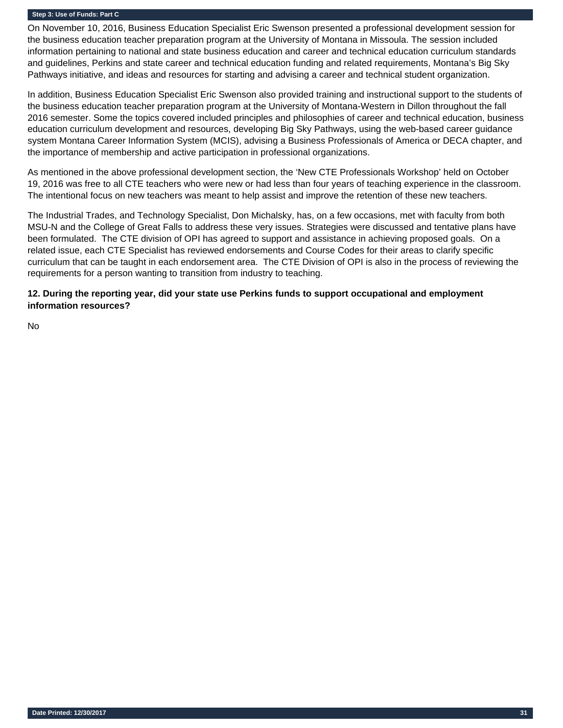On November 10, 2016, Business Education Specialist Eric Swenson presented a professional development session for the business education teacher preparation program at the University of Montana in Missoula. The session included information pertaining to national and state business education and career and technical education curriculum standards and guidelines, Perkins and state career and technical education funding and related requirements, Montana's Big Sky Pathways initiative, and ideas and resources for starting and advising a career and technical student organization.

In addition, Business Education Specialist Eric Swenson also provided training and instructional support to the students of the business education teacher preparation program at the University of Montana-Western in Dillon throughout the fall 2016 semester. Some the topics covered included principles and philosophies of career and technical education, business education curriculum development and resources, developing Big Sky Pathways, using the web-based career guidance system Montana Career Information System (MCIS), advising a Business Professionals of America or DECA chapter, and the importance of membership and active participation in professional organizations.

As mentioned in the above professional development section, the 'New CTE Professionals Workshop' held on October 19, 2016 was free to all CTE teachers who were new or had less than four years of teaching experience in the classroom. The intentional focus on new teachers was meant to help assist and improve the retention of these new teachers.

The Industrial Trades, and Technology Specialist, Don Michalsky, has, on a few occasions, met with faculty from both MSU-N and the College of Great Falls to address these very issues. Strategies were discussed and tentative plans have been formulated. The CTE division of OPI has agreed to support and assistance in achieving proposed goals. On a related issue, each CTE Specialist has reviewed endorsements and Course Codes for their areas to clarify specific curriculum that can be taught in each endorsement area. The CTE Division of OPI is also in the process of reviewing the requirements for a person wanting to transition from industry to teaching.

**12. During the reporting year, did your state use Perkins funds to support occupational and employment information resources?**

No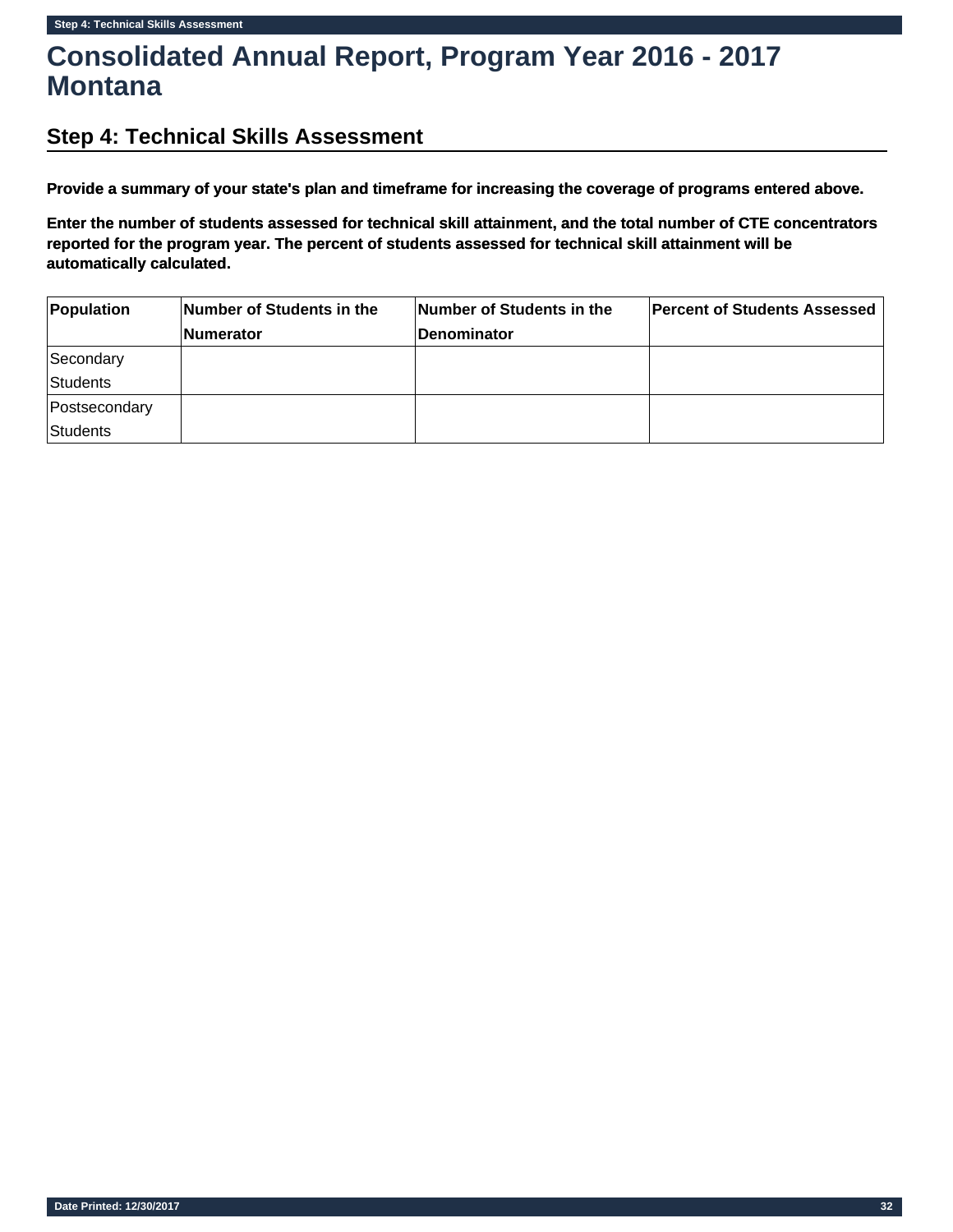# Consolidated Annual Report, Program Year 2016 - 2017 Montana

## Step 4: Technical Skills Assessment

**Provide a summary of your state's plan and timeframe for increasing the coverage of programs entered above.**

**Enter the number of students assessed for technical skill attainment, and the total number of CTE concentrators reported for the program year. The percent of students assessed for technical skill attainment will be automatically calculated.**

| Population | Number of Students in the Numerator | Number of Students in the Denominator | Percent of Students Assessed |
| --- | --- | --- | --- |
| Secondary Students | | | |
| Postsecondary Students | | | |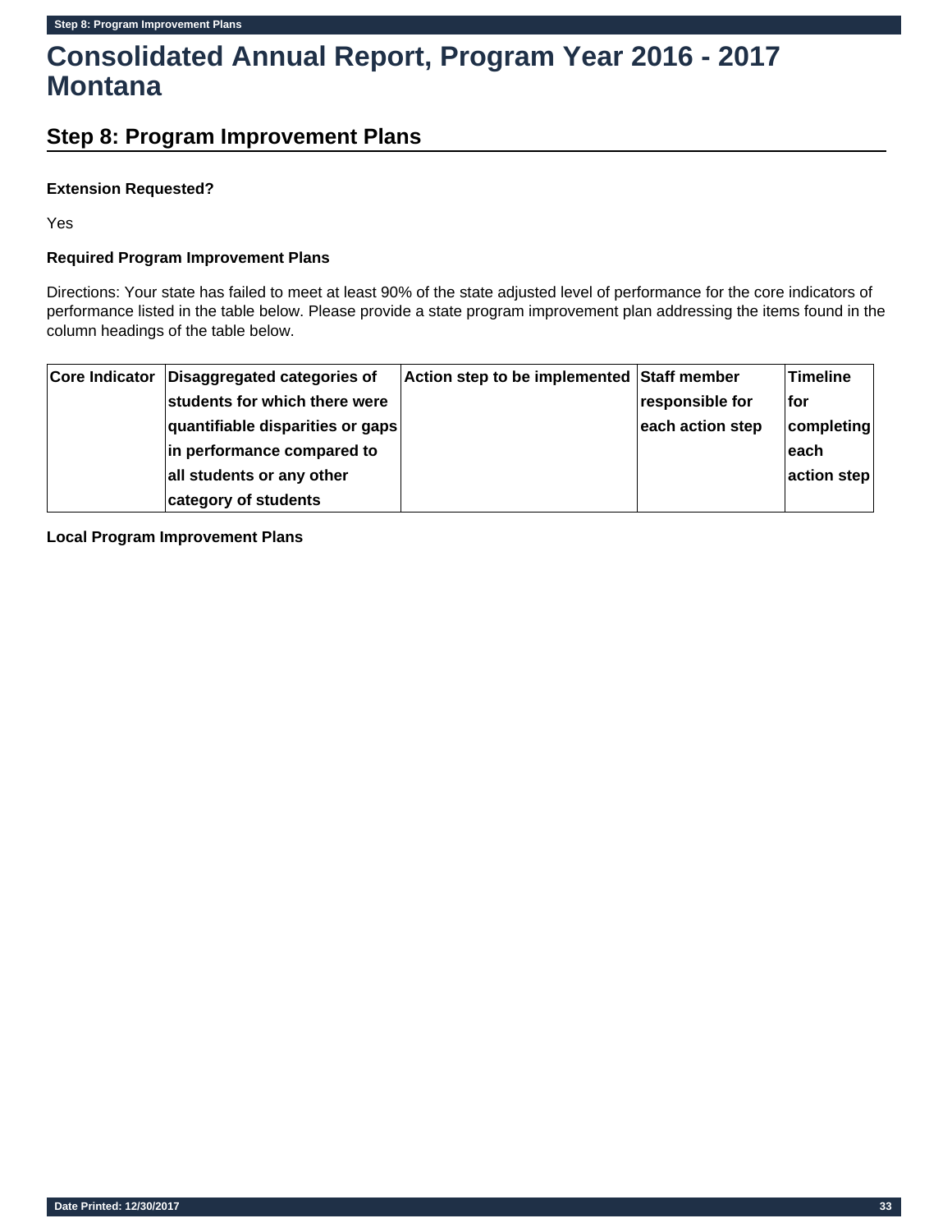# Consolidated Annual Report, Program Year 2016 - 2017 Montana

## Step 8: Program Improvement Plans

**Extension Requested?**

Yes

**Required Program Improvement Plans**

Directions: Your state has failed to meet at least 90% of the state adjusted level of performance for the core indicators of performance listed in the table below. Please provide a state program improvement plan addressing the items found in the column headings of the table below.

| Core Indicator | Disaggregated categories of students for which there were quantifiable disparities or gaps in performance compared to all students or any other category of students | Action step to be implemented | Staff member responsible for each action step | Timeline for completing each action step |
|---|---|---|---|---|

**Local Program Improvement Plans**